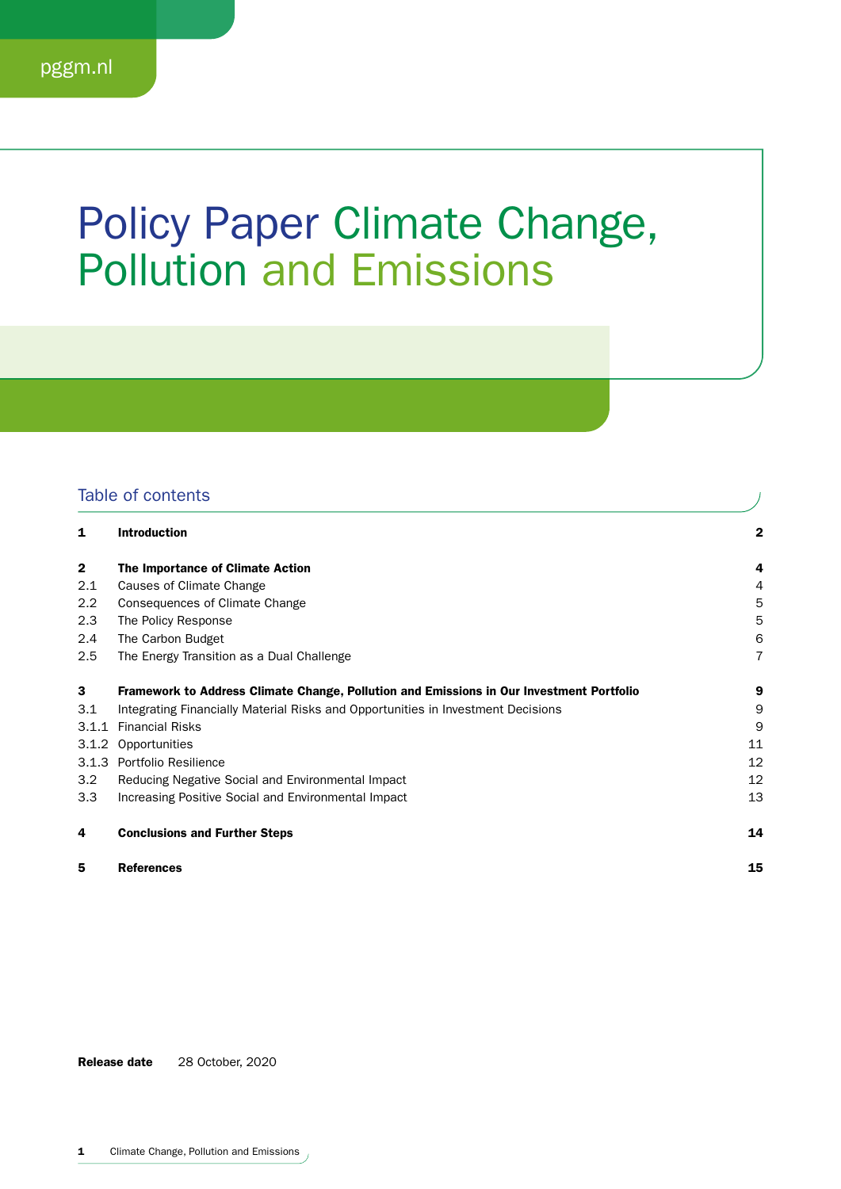pggm.nl

# Policy Paper Climate Change, Pollution and Emissions

## Table of contents

| | | |
|---|---|---|
| **1** | **Introduction** | **2** |
| **2** | **The Importance of Climate Action** | **4** |
| 2.1 | Causes of Climate Change | 4 |
| 2.2 | Consequences of Climate Change | 5 |
| 2.3 | The Policy Response | 5 |
| 2.4 | The Carbon Budget | 6 |
| 2.5 | The Energy Transition as a Dual Challenge | 7 |
| **3** | **Framework to Address Climate Change, Pollution and Emissions in Our Investment Portfolio** | **9** |
| 3.1 | Integrating Financially Material Risks and Opportunities in Investment Decisions | 9 |
| 3.1.1 | Financial Risks | 9 |
| 3.1.2 | Opportunities | 11 |
| 3.1.3 | Portfolio Resilience | 12 |
| 3.2 | Reducing Negative Social and Environmental Impact | 12 |
| 3.3 | Increasing Positive Social and Environmental Impact | 13 |
| **4** | **Conclusions and Further Steps** | **14** |
| **5** | **References** | **15** |

**Release date** 28 October, 2020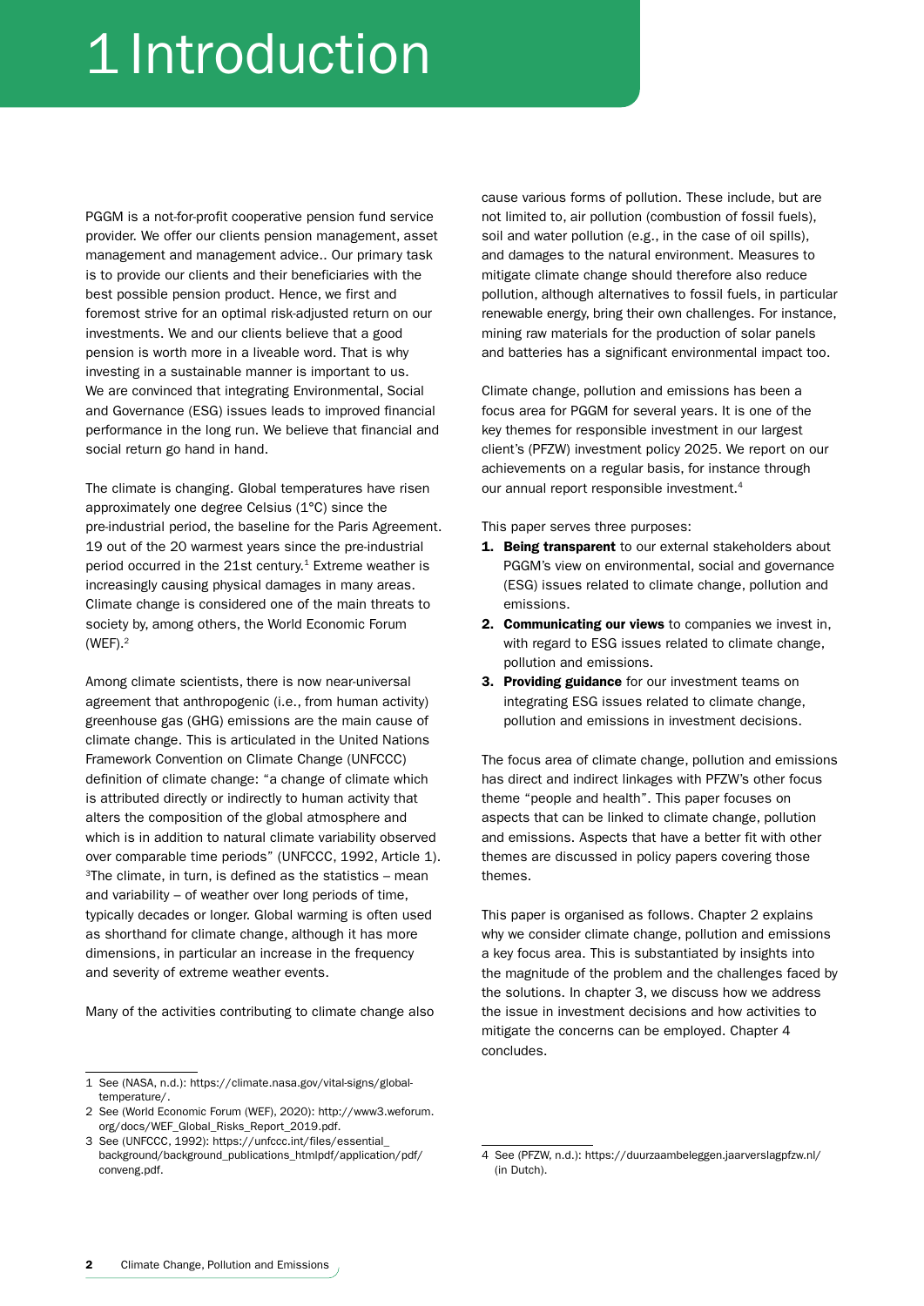# 1 Introduction

PGGM is a not-for-profit cooperative pension fund service provider. We offer our clients pension management, asset management and management advice.. Our primary task is to provide our clients and their beneficiaries with the best possible pension product. Hence, we first and foremost strive for an optimal risk-adjusted return on our investments. We and our clients believe that a good pension is worth more in a liveable word. That is why investing in a sustainable manner is important to us. We are convinced that integrating Environmental, Social and Governance (ESG) issues leads to improved financial performance in the long run. We believe that financial and social return go hand in hand.

The climate is changing. Global temperatures have risen approximately one degree Celsius (1°C) since the pre-industrial period, the baseline for the Paris Agreement. 19 out of the 20 warmest years since the pre-industrial period occurred in the 21st century.[1] Extreme weather is increasingly causing physical damages in many areas. Climate change is considered one of the main threats to society by, among others, the World Economic Forum (WEF).[2]

Among climate scientists, there is now near-universal agreement that anthropogenic (i.e., from human activity) greenhouse gas (GHG) emissions are the main cause of climate change. This is articulated in the United Nations Framework Convention on Climate Change (UNFCCC) definition of climate change: "a change of climate which is attributed directly or indirectly to human activity that alters the composition of the global atmosphere and which is in addition to natural climate variability observed over comparable time periods" (UNFCCC, 1992, Article 1). [3]The climate, in turn, is defined as the statistics – mean and variability – of weather over long periods of time, typically decades or longer. Global warming is often used as shorthand for climate change, although it has more dimensions, in particular an increase in the frequency and severity of extreme weather events.

Many of the activities contributing to climate change also cause various forms of pollution. These include, but are not limited to, air pollution (combustion of fossil fuels), soil and water pollution (e.g., in the case of oil spills), and damages to the natural environment. Measures to mitigate climate change should therefore also reduce pollution, although alternatives to fossil fuels, in particular renewable energy, bring their own challenges. For instance, mining raw materials for the production of solar panels and batteries has a significant environmental impact too.

Climate change, pollution and emissions has been a focus area for PGGM for several years. It is one of the key themes for responsible investment in our largest client's (PFZW) investment policy 2025. We report on our achievements on a regular basis, for instance through our annual report responsible investment.[4]

This paper serves three purposes:

1. **Being transparent** to our external stakeholders about PGGM's view on environmental, social and governance (ESG) issues related to climate change, pollution and emissions.
2. **Communicating our views** to companies we invest in, with regard to ESG issues related to climate change, pollution and emissions.
3. **Providing guidance** for our investment teams on integrating ESG issues related to climate change, pollution and emissions in investment decisions.

The focus area of climate change, pollution and emissions has direct and indirect linkages with PFZW's other focus theme "people and health". This paper focuses on aspects that can be linked to climate change, pollution and emissions. Aspects that have a better fit with other themes are discussed in policy papers covering those themes.

This paper is organised as follows. Chapter 2 explains why we consider climate change, pollution and emissions a key focus area. This is substantiated by insights into the magnitude of the problem and the challenges faced by the solutions. In chapter 3, we discuss how we address the issue in investment decisions and how activities to mitigate the concerns can be employed. Chapter 4 concludes.

---

1 See (NASA, n.d.): https://climate.nasa.gov/vital-signs/global-temperature/.

2 See (World Economic Forum (WEF), 2020): http://www3.weforum.org/docs/WEF_Global_Risks_Report_2019.pdf.

3 See (UNFCCC, 1992): https://unfccc.int/files/essential_background/background_publications_htmlpdf/application/pdf/conveng.pdf.

4 See (PFZW, n.d.): https://duurzaambeleggen.jaarverslagpfzw.nl/ (in Dutch).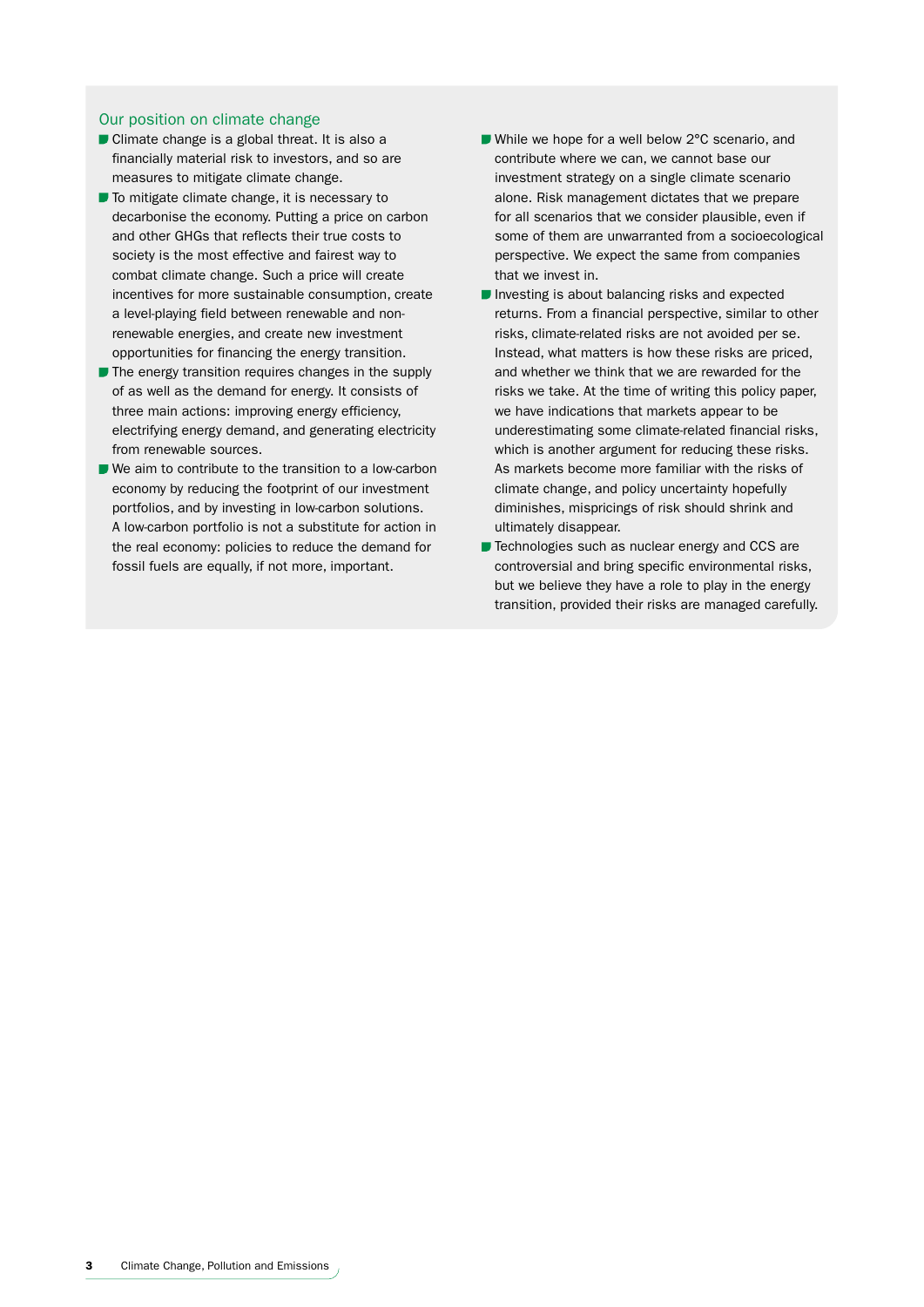## Our position on climate change

- Climate change is a global threat. It is also a financially material risk to investors, and so are measures to mitigate climate change.
- To mitigate climate change, it is necessary to decarbonise the economy. Putting a price on carbon and other GHGs that reflects their true costs to society is the most effective and fairest way to combat climate change. Such a price will create incentives for more sustainable consumption, create a level-playing field between renewable and non-renewable energies, and create new investment opportunities for financing the energy transition.
- The energy transition requires changes in the supply of as well as the demand for energy. It consists of three main actions: improving energy efficiency, electrifying energy demand, and generating electricity from renewable sources.
- We aim to contribute to the transition to a low-carbon economy by reducing the footprint of our investment portfolios, and by investing in low-carbon solutions. A low-carbon portfolio is not a substitute for action in the real economy: policies to reduce the demand for fossil fuels are equally, if not more, important.
- While we hope for a well below 2°C scenario, and contribute where we can, we cannot base our investment strategy on a single climate scenario alone. Risk management dictates that we prepare for all scenarios that we consider plausible, even if some of them are unwarranted from a socioecological perspective. We expect the same from companies that we invest in.
- Investing is about balancing risks and expected returns. From a financial perspective, similar to other risks, climate-related risks are not avoided per se. Instead, what matters is how these risks are priced, and whether we think that we are rewarded for the risks we take. At the time of writing this policy paper, we have indications that markets appear to be underestimating some climate-related financial risks, which is another argument for reducing these risks. As markets become more familiar with the risks of climate change, and policy uncertainty hopefully diminishes, mispricings of risk should shrink and ultimately disappear.
- Technologies such as nuclear energy and CCS are controversial and bring specific environmental risks, but we believe they have a role to play in the energy transition, provided their risks are managed carefully.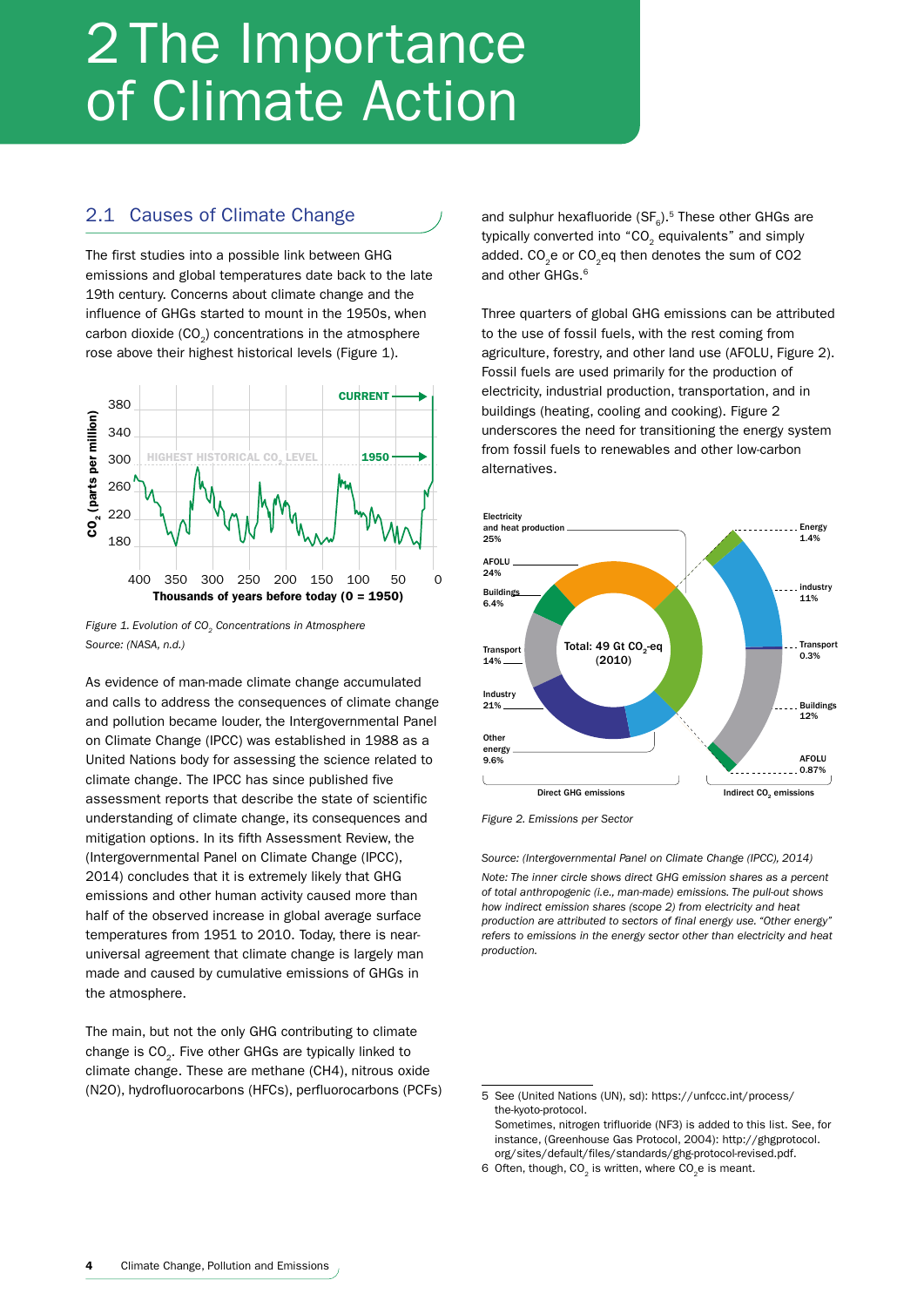# 2 The Importance of Climate Action

## 2.1 Causes of Climate Change

The first studies into a possible link between GHG emissions and global temperatures date back to the late 19th century. Concerns about climate change and the influence of GHGs started to mount in the 1950s, when carbon dioxide ($CO_2$) concentrations in the atmosphere rose above their highest historical levels (Figure 1).

*Figure 1. Evolution of $CO_2$ Concentrations in Atmosphere*
*Source: (NASA, n.d.)*

As evidence of man-made climate change accumulated and calls to address the consequences of climate change and pollution became louder, the Intergovernmental Panel on Climate Change (IPCC) was established in 1988 as a United Nations body for assessing the science related to climate change. The IPCC has since published five assessment reports that describe the state of scientific understanding of climate change, its consequences and mitigation options. In its fifth Assessment Review, the (Intergovernmental Panel on Climate Change (IPCC), 2014) concludes that it is extremely likely that GHG emissions and other human activity caused more than half of the observed increase in global average surface temperatures from 1951 to 2010. Today, there is near-universal agreement that climate change is largely man made and caused by cumulative emissions of GHGs in the atmosphere.

The main, but not the only GHG contributing to climate change is $CO_2$. Five other GHGs are typically linked to climate change. These are methane (CH4), nitrous oxide (N2O), hydrofluorocarbons (HFCs), perfluorocarbons (PCFs) and sulphur hexafluoride ($SF_6$).[5] These other GHGs are typically converted into "$CO_2$ equivalents" and simply added. $CO_2e$ or $CO_2eq$ then denotes the sum of CO2 and other GHGs.[6]

Three quarters of global GHG emissions can be attributed to the use of fossil fuels, with the rest coming from agriculture, forestry, and other land use (AFOLU, Figure 2). Fossil fuels are used primarily for the production of electricity, industrial production, transportation, and in buildings (heating, cooling and cooking). Figure 2 underscores the need for transitioning the energy system from fossil fuels to renewables and other low-carbon alternatives.

*Figure 2. Emissions per Sector*

*Source: (Intergovernmental Panel on Climate Change (IPCC), 2014)*

*Note: The inner circle shows direct GHG emission shares as a percent of total anthropogenic (i.e., man-made) emissions. The pull-out shows how indirect emission shares (scope 2) from electricity and heat production are attributed to sectors of final energy use. "Other energy" refers to emissions in the energy sector other than electricity and heat production.*

---

5 See (United Nations (UN), sd): https://unfccc.int/process/the-kyoto-protocol.
Sometimes, nitrogen trifluoride (NF3) is added to this list. See, for instance, (Greenhouse Gas Protocol, 2004): http://ghgprotocol.org/sites/default/files/standards/ghg-protocol-revised.pdf.

6 Often, though, $CO_2$ is written, where $CO_2e$ is meant.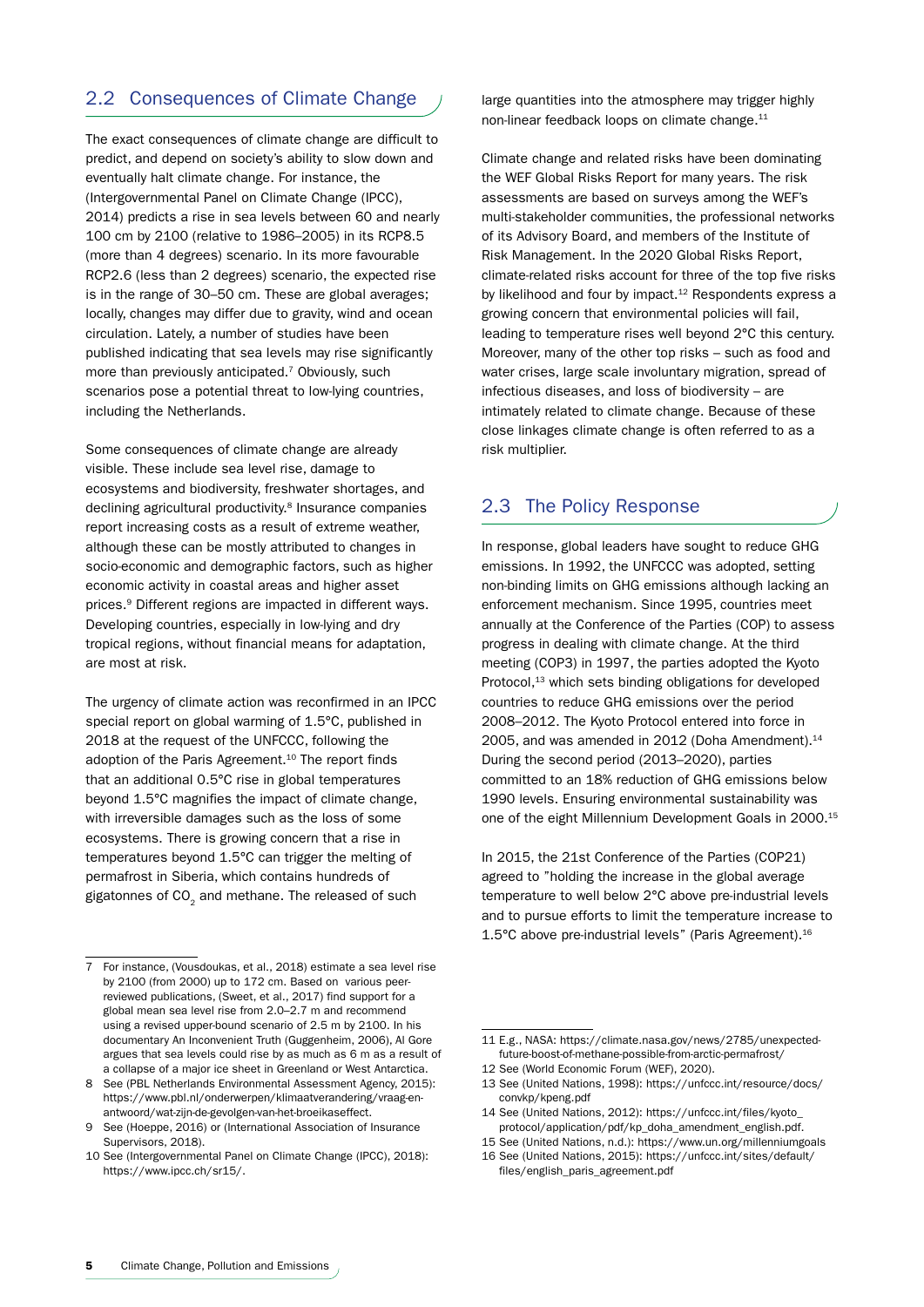## 2.2 Consequences of Climate Change

The exact consequences of climate change are difficult to predict, and depend on society's ability to slow down and eventually halt climate change. For instance, the (Intergovernmental Panel on Climate Change (IPCC), 2014) predicts a rise in sea levels between 60 and nearly 100 cm by 2100 (relative to 1986–2005) in its RCP8.5 (more than 4 degrees) scenario. In its more favourable RCP2.6 (less than 2 degrees) scenario, the expected rise is in the range of 30–50 cm. These are global averages; locally, changes may differ due to gravity, wind and ocean circulation. Lately, a number of studies have been published indicating that sea levels may rise significantly more than previously anticipated.[7] Obviously, such scenarios pose a potential threat to low-lying countries, including the Netherlands.

Some consequences of climate change are already visible. These include sea level rise, damage to ecosystems and biodiversity, freshwater shortages, and declining agricultural productivity.[8] Insurance companies report increasing costs as a result of extreme weather, although these can be mostly attributed to changes in socio-economic and demographic factors, such as higher economic activity in coastal areas and higher asset prices.[9] Different regions are impacted in different ways. Developing countries, especially in low-lying and dry tropical regions, without financial means for adaptation, are most at risk.

The urgency of climate action was reconfirmed in an IPCC special report on global warming of 1.5°C, published in 2018 at the request of the UNFCCC, following the adoption of the Paris Agreement.[10] The report finds that an additional 0.5°C rise in global temperatures beyond 1.5°C magnifies the impact of climate change, with irreversible damages such as the loss of some ecosystems. There is growing concern that a rise in temperatures beyond 1.5°C can trigger the melting of permafrost in Siberia, which contains hundreds of gigatonnes of $CO_2$ and methane. The released of such large quantities into the atmosphere may trigger highly non-linear feedback loops on climate change.[11]

Climate change and related risks have been dominating the WEF Global Risks Report for many years. The risk assessments are based on surveys among the WEF's multi-stakeholder communities, the professional networks of its Advisory Board, and members of the Institute of Risk Management. In the 2020 Global Risks Report, climate-related risks account for three of the top five risks by likelihood and four by impact.[12] Respondents express a growing concern that environmental policies will fail, leading to temperature rises well beyond 2°C this century. Moreover, many of the other top risks – such as food and water crises, large scale involuntary migration, spread of infectious diseases, and loss of biodiversity – are intimately related to climate change. Because of these close linkages climate change is often referred to as a risk multiplier.

## 2.3 The Policy Response

In response, global leaders have sought to reduce GHG emissions. In 1992, the UNFCCC was adopted, setting non-binding limits on GHG emissions although lacking an enforcement mechanism. Since 1995, countries meet annually at the Conference of the Parties (COP) to assess progress in dealing with climate change. At the third meeting (COP3) in 1997, the parties adopted the Kyoto Protocol,[13] which sets binding obligations for developed countries to reduce GHG emissions over the period 2008–2012. The Kyoto Protocol entered into force in 2005, and was amended in 2012 (Doha Amendment).[14] During the second period (2013–2020), parties committed to an 18% reduction of GHG emissions below 1990 levels. Ensuring environmental sustainability was one of the eight Millennium Development Goals in 2000.[15]

In 2015, the 21st Conference of the Parties (COP21) agreed to "holding the increase in the global average temperature to well below 2°C above pre-industrial levels and to pursue efforts to limit the temperature increase to 1.5°C above pre-industrial levels" (Paris Agreement).[16]

---

7 For instance, (Vousdoukas, et al., 2018) estimate a sea level rise by 2100 (from 2000) up to 172 cm. Based on various peer-reviewed publications, (Sweet, et al., 2017) find support for a global mean sea level rise from 2.0–2.7 m and recommend using a revised upper-bound scenario of 2.5 m by 2100. In his documentary An Inconvenient Truth (Guggenheim, 2006), Al Gore argues that sea levels could rise by as much as 6 m as a result of a collapse of a major ice sheet in Greenland or West Antarctica.

8 See (PBL Netherlands Environmental Assessment Agency, 2015): https://www.pbl.nl/onderwerpen/klimaatverandering/vraag-en-antwoord/wat-zijn-de-gevolgen-van-het-broeikaseffect.

9 See (Hoeppe, 2016) or (International Association of Insurance Supervisors, 2018).

10 See (Intergovernmental Panel on Climate Change (IPCC), 2018): https://www.ipcc.ch/sr15/.

11 E.g., NASA: https://climate.nasa.gov/news/2785/unexpected-future-boost-of-methane-possible-from-arctic-permafrost/

12 See (World Economic Forum (WEF), 2020).

13 See (United Nations, 1998): https://unfccc.int/resource/docs/convkp/kpeng.pdf

14 See (United Nations, 2012): https://unfccc.int/files/kyoto_protocol/application/pdf/kp_doha_amendment_english.pdf.

15 See (United Nations, n.d.): https://www.un.org/millenniumgoals

16 See (United Nations, 2015): https://unfccc.int/sites/default/files/english_paris_agreement.pdf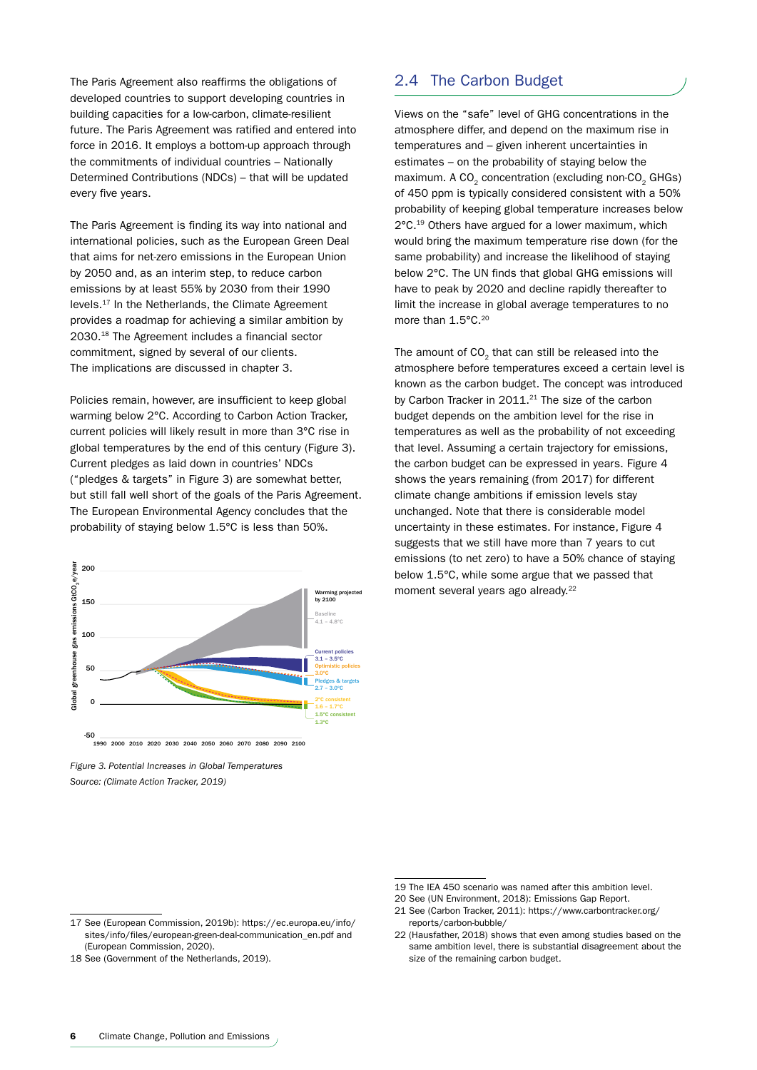The Paris Agreement also reaffirms the obligations of developed countries to support developing countries in building capacities for a low-carbon, climate-resilient future. The Paris Agreement was ratified and entered into force in 2016. It employs a bottom-up approach through the commitments of individual countries – Nationally Determined Contributions (NDCs) – that will be updated every five years.

The Paris Agreement is finding its way into national and international policies, such as the European Green Deal that aims for net-zero emissions in the European Union by 2050 and, as an interim step, to reduce carbon emissions by at least 55% by 2030 from their 1990 levels.[17] In the Netherlands, the Climate Agreement provides a roadmap for achieving a similar ambition by 2030.[18] The Agreement includes a financial sector commitment, signed by several of our clients. The implications are discussed in chapter 3.

Policies remain, however, are insufficient to keep global warming below 2°C. According to Carbon Action Tracker, current policies will likely result in more than 3°C rise in global temperatures by the end of this century (Figure 3). Current pledges as laid down in countries' NDCs ("pledges & targets" in Figure 3) are somewhat better, but still fall well short of the goals of the Paris Agreement. The European Environmental Agency concludes that the probability of staying below 1.5°C is less than 50%.

*Figure 3. Potential Increases in Global Temperatures*
*Source: (Climate Action Tracker, 2019)*

## 2.4 The Carbon Budget

Views on the "safe" level of GHG concentrations in the atmosphere differ, and depend on the maximum rise in temperatures and – given inherent uncertainties in estimates – on the probability of staying below the maximum. A $CO_2$ concentration (excluding non-$CO_2$ GHGs) of 450 ppm is typically considered consistent with a 50% probability of keeping global temperature increases below 2°C.[19] Others have argued for a lower maximum, which would bring the maximum temperature rise down (for the same probability) and increase the likelihood of staying below 2°C. The UN finds that global GHG emissions will have to peak by 2020 and decline rapidly thereafter to limit the increase in global average temperatures to no more than 1.5°C.[20]

The amount of $CO_2$ that can still be released into the atmosphere before temperatures exceed a certain level is known as the carbon budget. The concept was introduced by Carbon Tracker in 2011.[21] The size of the carbon budget depends on the ambition level for the rise in temperatures as well as the probability of not exceeding that level. Assuming a certain trajectory for emissions, the carbon budget can be expressed in years. Figure 4 shows the years remaining (from 2017) for different climate change ambitions if emission levels stay unchanged. Note that there is considerable model uncertainty in these estimates. For instance, Figure 4 suggests that we still have more than 7 years to cut emissions (to net zero) to have a 50% chance of staying below 1.5°C, while some argue that we passed that moment several years ago already.[22]

---

17 See (European Commission, 2019b): https://ec.europa.eu/info/sites/info/files/european-green-deal-communication_en.pdf and (European Commission, 2020).

18 See (Government of the Netherlands, 2019).

19 The IEA 450 scenario was named after this ambition level.

20 See (UN Environment, 2018): Emissions Gap Report.

21 See (Carbon Tracker, 2011): https://www.carbontracker.org/reports/carbon-bubble/

22 (Hausfather, 2018) shows that even among studies based on the same ambition level, there is substantial disagreement about the size of the remaining carbon budget.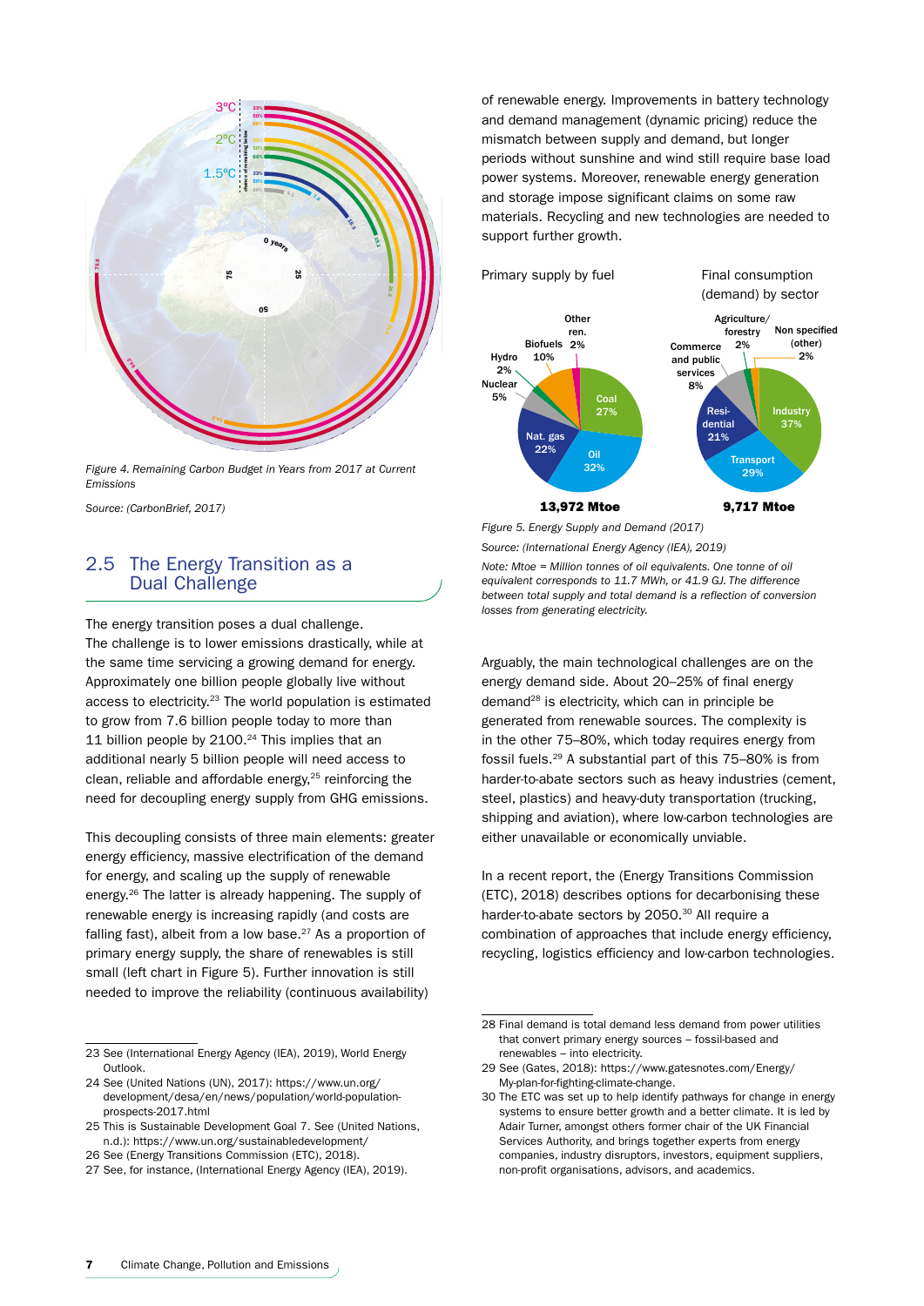*Figure 4. Remaining Carbon Budget in Years from 2017 at Current Emissions*

*Source: (CarbonBrief, 2017)*

## 2.5 The Energy Transition as a Dual Challenge

The energy transition poses a dual challenge. The challenge is to lower emissions drastically, while at the same time servicing a growing demand for energy. Approximately one billion people globally live without access to electricity.[23] The world population is estimated to grow from 7.6 billion people today to more than 11 billion people by 2100.[24] This implies that an additional nearly 5 billion people will need access to clean, reliable and affordable energy,[25] reinforcing the need for decoupling energy supply from GHG emissions.

This decoupling consists of three main elements: greater energy efficiency, massive electrification of the demand for energy, and scaling up the supply of renewable energy.[26] The latter is already happening. The supply of renewable energy is increasing rapidly (and costs are falling fast), albeit from a low base.[27] As a proportion of primary energy supply, the share of renewables is still small (left chart in Figure 5). Further innovation is still needed to improve the reliability (continuous availability) of renewable energy. Improvements in battery technology and demand management (dynamic pricing) reduce the mismatch between supply and demand, but longer periods without sunshine and wind still require base load power systems. Moreover, renewable energy generation and storage impose significant claims on some raw materials. Recycling and new technologies are needed to support further growth.

Primary supply by fuel: Coal 27%, Oil 32%, Nat. gas 22%, Nuclear 5%, Hydro 2%, Biofuels 10%, Other ren. 2% — 13,972 Mtoe

Final consumption (demand) by sector: Industry 37%, Transport 29%, Residential 21%, Commerce and public services 8%, Agriculture/forestry 2%, Non specified (other) 2% — 9,717 Mtoe

*Figure 5. Energy Supply and Demand (2017)*

*Source: (International Energy Agency (IEA), 2019)*

*Note: Mtoe = Million tonnes of oil equivalents. One tonne of oil equivalent corresponds to 11.7 MWh, or 41.9 GJ. The difference between total supply and total demand is a reflection of conversion losses from generating electricity.*

Arguably, the main technological challenges are on the energy demand side. About 20–25% of final energy demand[28] is electricity, which can in principle be generated from renewable sources. The complexity is in the other 75–80%, which today requires energy from fossil fuels.[29] A substantial part of this 75–80% is from harder-to-abate sectors such as heavy industries (cement, steel, plastics) and heavy-duty transportation (trucking, shipping and aviation), where low-carbon technologies are either unavailable or economically unviable.

In a recent report, the (Energy Transitions Commission (ETC), 2018) describes options for decarbonising these harder-to-abate sectors by 2050.[30] All require a combination of approaches that include energy efficiency, recycling, logistics efficiency and low-carbon technologies.

---

23 See (International Energy Agency (IEA), 2019), World Energy Outlook.

24 See (United Nations (UN), 2017): https://www.un.org/development/desa/en/news/population/world-population-prospects-2017.html

25 This is Sustainable Development Goal 7. See (United Nations, n.d.): https://www.un.org/sustainabledevelopment/

26 See (Energy Transitions Commission (ETC), 2018).

27 See, for instance, (International Energy Agency (IEA), 2019).

28 Final demand is total demand less demand from power utilities that convert primary energy sources – fossil-based and renewables – into electricity.

29 See (Gates, 2018): https://www.gatesnotes.com/Energy/My-plan-for-fighting-climate-change.

30 The ETC was set up to help identify pathways for change in energy systems to ensure better growth and a better climate. It is led by Adair Turner, amongst others former chair of the UK Financial Services Authority, and brings together experts from energy companies, industry disruptors, investors, equipment suppliers, non-profit organisations, advisors, and academics.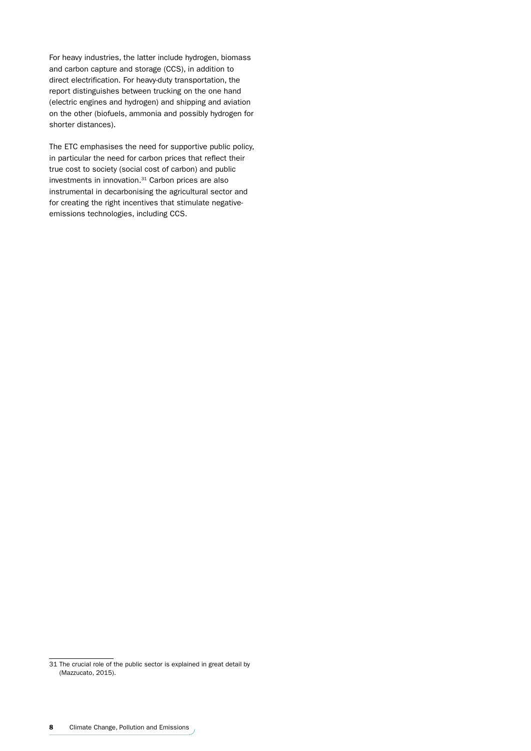For heavy industries, the latter include hydrogen, biomass and carbon capture and storage (CCS), in addition to direct electrification. For heavy-duty transportation, the report distinguishes between trucking on the one hand (electric engines and hydrogen) and shipping and aviation on the other (biofuels, ammonia and possibly hydrogen for shorter distances).

The ETC emphasises the need for supportive public policy, in particular the need for carbon prices that reflect their true cost to society (social cost of carbon) and public investments in innovation.[31] Carbon prices are also instrumental in decarbonising the agricultural sector and for creating the right incentives that stimulate negative-emissions technologies, including CCS.

---

31 The crucial role of the public sector is explained in great detail by (Mazzucato, 2015).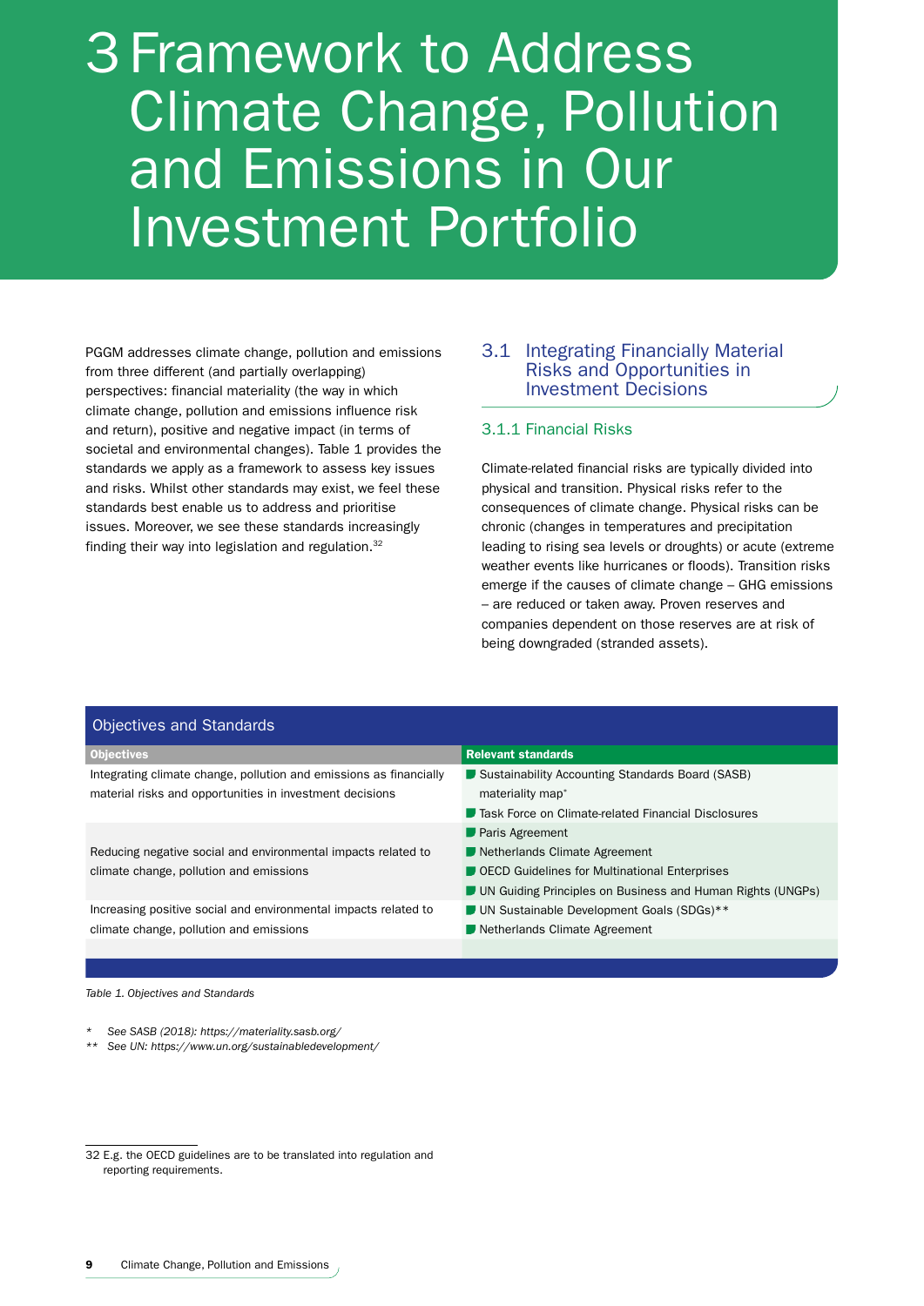# 3 Framework to Address Climate Change, Pollution and Emissions in Our Investment Portfolio

PGGM addresses climate change, pollution and emissions from three different (and partially overlapping) perspectives: financial materiality (the way in which climate change, pollution and emissions influence risk and return), positive and negative impact (in terms of societal and environmental changes). Table 1 provides the standards we apply as a framework to assess key issues and risks. Whilst other standards may exist, we feel these standards best enable us to address and prioritise issues. Moreover, we see these standards increasingly finding their way into legislation and regulation.[32]

## 3.1 Integrating Financially Material Risks and Opportunities in Investment Decisions

### 3.1.1 Financial Risks

Climate-related financial risks are typically divided into physical and transition. Physical risks refer to the consequences of climate change. Physical risks can be chronic (changes in temperatures and precipitation leading to rising sea levels or droughts) or acute (extreme weather events like hurricanes or floods). Transition risks emerge if the causes of climate change – GHG emissions – are reduced or taken away. Proven reserves and companies dependent on those reserves are at risk of being downgraded (stranded assets).

**Objectives and Standards**

| Objectives | Relevant standards |
|---|---|
| Integrating climate change, pollution and emissions as financially material risks and opportunities in investment decisions | Sustainability Accounting Standards Board (SASB) materiality map*<br>Task Force on Climate-related Financial Disclosures |
| Reducing negative social and environmental impacts related to climate change, pollution and emissions | Paris Agreement<br>Netherlands Climate Agreement<br>OECD Guidelines for Multinational Enterprises<br>UN Guiding Principles on Business and Human Rights (UNGPs) |
| Increasing positive social and environmental impacts related to climate change, pollution and emissions | UN Sustainable Development Goals (SDGs)**<br>Netherlands Climate Agreement |

*Table 1. Objectives and Standards*

\* *See SASB (2018): https://materiality.sasb.org/*

\*\* *See UN: https://www.un.org/sustainabledevelopment/*

32 E.g. the OECD guidelines are to be translated into regulation and reporting requirements.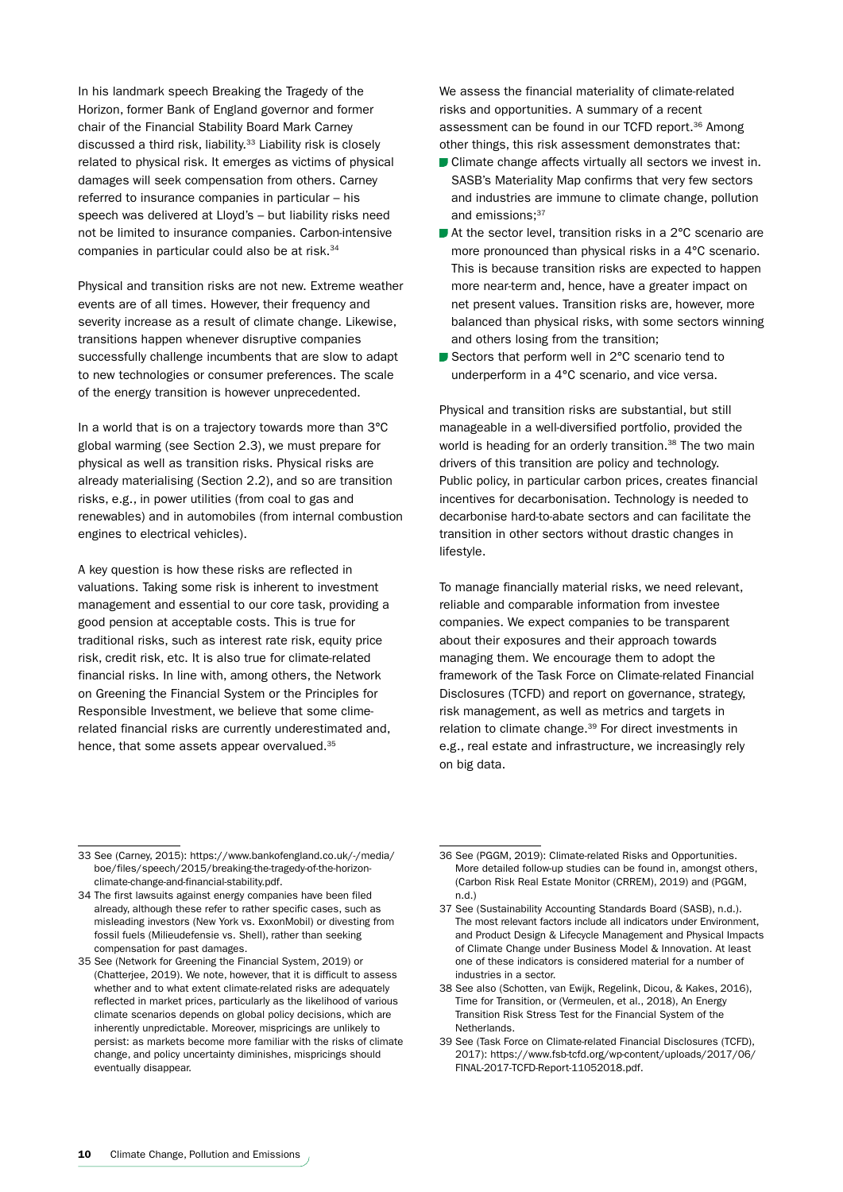In his landmark speech Breaking the Tragedy of the Horizon, former Bank of England governor and former chair of the Financial Stability Board Mark Carney discussed a third risk, liability.[33] Liability risk is closely related to physical risk. It emerges as victims of physical damages will seek compensation from others. Carney referred to insurance companies in particular – his speech was delivered at Lloyd's – but liability risks need not be limited to insurance companies. Carbon-intensive companies in particular could also be at risk.[34]

Physical and transition risks are not new. Extreme weather events are of all times. However, their frequency and severity increase as a result of climate change. Likewise, transitions happen whenever disruptive companies successfully challenge incumbents that are slow to adapt to new technologies or consumer preferences. The scale of the energy transition is however unprecedented.

In a world that is on a trajectory towards more than 3°C global warming (see Section 2.3), we must prepare for physical as well as transition risks. Physical risks are already materialising (Section 2.2), and so are transition risks, e.g., in power utilities (from coal to gas and renewables) and in automobiles (from internal combustion engines to electrical vehicles).

A key question is how these risks are reflected in valuations. Taking some risk is inherent to investment management and essential to our core task, providing a good pension at acceptable costs. This is true for traditional risks, such as interest rate risk, equity price risk, credit risk, etc. It is also true for climate-related financial risks. In line with, among others, the Network on Greening the Financial System or the Principles for Responsible Investment, we believe that some clime-related financial risks are currently underestimated and, hence, that some assets appear overvalued.[35]

We assess the financial materiality of climate-related risks and opportunities. A summary of a recent assessment can be found in our TCFD report.[36] Among other things, this risk assessment demonstrates that:

- Climate change affects virtually all sectors we invest in. SASB's Materiality Map confirms that very few sectors and industries are immune to climate change, pollution and emissions;[37]
- At the sector level, transition risks in a 2°C scenario are more pronounced than physical risks in a 4°C scenario. This is because transition risks are expected to happen more near-term and, hence, have a greater impact on net present values. Transition risks are, however, more balanced than physical risks, with some sectors winning and others losing from the transition;
- Sectors that perform well in 2°C scenario tend to underperform in a 4°C scenario, and vice versa.

Physical and transition risks are substantial, but still manageable in a well-diversified portfolio, provided the world is heading for an orderly transition.[38] The two main drivers of this transition are policy and technology. Public policy, in particular carbon prices, creates financial incentives for decarbonisation. Technology is needed to decarbonise hard-to-abate sectors and can facilitate the transition in other sectors without drastic changes in lifestyle.

To manage financially material risks, we need relevant, reliable and comparable information from investee companies. We expect companies to be transparent about their exposures and their approach towards managing them. We encourage them to adopt the framework of the Task Force on Climate-related Financial Disclosures (TCFD) and report on governance, strategy, risk management, as well as metrics and targets in relation to climate change.[39] For direct investments in e.g., real estate and infrastructure, we increasingly rely on big data.

---

33 See (Carney, 2015): https://www.bankofengland.co.uk/-/media/boe/files/speech/2015/breaking-the-tragedy-of-the-horizon-climate-change-and-financial-stability.pdf.

34 The first lawsuits against energy companies have been filed already, although these refer to rather specific cases, such as misleading investors (New York vs. ExxonMobil) or divesting from fossil fuels (Milieudefensie vs. Shell), rather than seeking compensation for past damages.

35 See (Network for Greening the Financial System, 2019) or (Chatterjee, 2019). We note, however, that it is difficult to assess whether and to what extent climate-related risks are adequately reflected in market prices, particularly as the likelihood of various climate scenarios depends on global policy decisions, which are inherently unpredictable. Moreover, mispricings are unlikely to persist: as markets become more familiar with the risks of climate change, and policy uncertainty diminishes, mispricings should eventually disappear.

36 See (PGGM, 2019): Climate-related Risks and Opportunities. More detailed follow-up studies can be found in, amongst others, (Carbon Risk Real Estate Monitor (CRREM), 2019) and (PGGM, n.d.)

37 See (Sustainability Accounting Standards Board (SASB), n.d.). The most relevant factors include all indicators under Environment, and Product Design & Lifecycle Management and Physical Impacts of Climate Change under Business Model & Innovation. At least one of these indicators is considered material for a number of industries in a sector.

38 See also (Schotten, van Ewijk, Regelink, Dicou, & Kakes, 2016), Time for Transition, or (Vermeulen, et al., 2018), An Energy Transition Risk Stress Test for the Financial System of the Netherlands.

39 See (Task Force on Climate-related Financial Disclosures (TCFD), 2017): https://www.fsb-tcfd.org/wp-content/uploads/2017/06/FINAL-2017-TCFD-Report-11052018.pdf.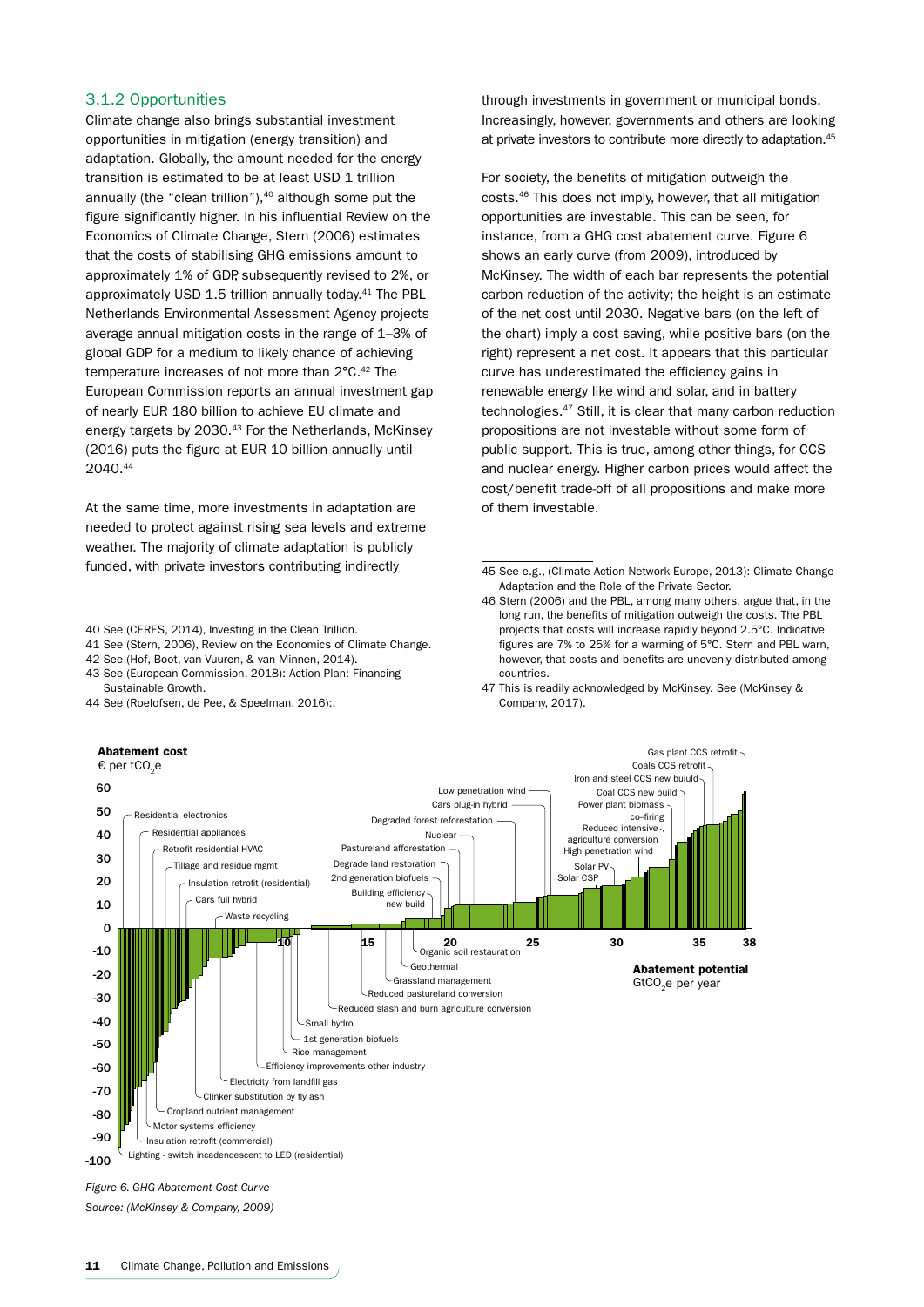### 3.1.2 Opportunities

Climate change also brings substantial investment opportunities in mitigation (energy transition) and adaptation. Globally, the amount needed for the energy transition is estimated to be at least USD 1 trillion annually (the "clean trillion"),[40] although some put the figure significantly higher. In his influential Review on the Economics of Climate Change, Stern (2006) estimates that the costs of stabilising GHG emissions amount to approximately 1% of GDP, subsequently revised to 2%, or approximately USD 1.5 trillion annually today.[41] The PBL Netherlands Environmental Assessment Agency projects average annual mitigation costs in the range of 1–3% of global GDP for a medium to likely chance of achieving temperature increases of not more than 2°C.[42] The European Commission reports an annual investment gap of nearly EUR 180 billion to achieve EU climate and energy targets by 2030.[43] For the Netherlands, McKinsey (2016) puts the figure at EUR 10 billion annually until 2040.[44]

At the same time, more investments in adaptation are needed to protect against rising sea levels and extreme weather. The majority of climate adaptation is publicly funded, with private investors contributing indirectly through investments in government or municipal bonds. Increasingly, however, governments and others are looking at private investors to contribute more directly to adaptation.[45]

For society, the benefits of mitigation outweigh the costs.[46] This does not imply, however, that all mitigation opportunities are investable. This can be seen, for instance, from a GHG cost abatement curve. Figure 6 shows an early curve (from 2009), introduced by McKinsey. The width of each bar represents the potential carbon reduction of the activity; the height is an estimate of the net cost until 2030. Negative bars (on the left of the chart) imply a cost saving, while positive bars (on the right) represent a net cost. It appears that this particular curve has underestimated the efficiency gains in renewable energy like wind and solar, and in battery technologies.[47] Still, it is clear that many carbon reduction propositions are not investable without some form of public support. This is true, among other things, for CCS and nuclear energy. Higher carbon prices would affect the cost/benefit trade-off of all propositions and make more of them investable.

40 See (CERES, 2014), Investing in the Clean Trillion.

41 See (Stern, 2006), Review on the Economics of Climate Change.

42 See (Hof, Boot, van Vuuren, & van Minnen, 2014).

43 See (European Commission, 2018): Action Plan: Financing Sustainable Growth.

44 See (Roelofsen, de Pee, & Speelman, 2016):.

45 See e.g., (Climate Action Network Europe, 2013): Climate Change Adaptation and the Role of the Private Sector.

46 Stern (2006) and the PBL, among many others, argue that, in the long run, the benefits of mitigation outweigh the costs. The PBL projects that costs will increase rapidly beyond 2.5°C. Indicative figures are 7% to 25% for a warming of 5°C. Stern and PBL warn, however, that costs and benefits are unevenly distributed among countries.

47 This is readily acknowledged by McKinsey. See (McKinsey & Company, 2017).

*Figure 6. GHG Abatement Cost Curve*

*Source: (McKinsey & Company, 2009)*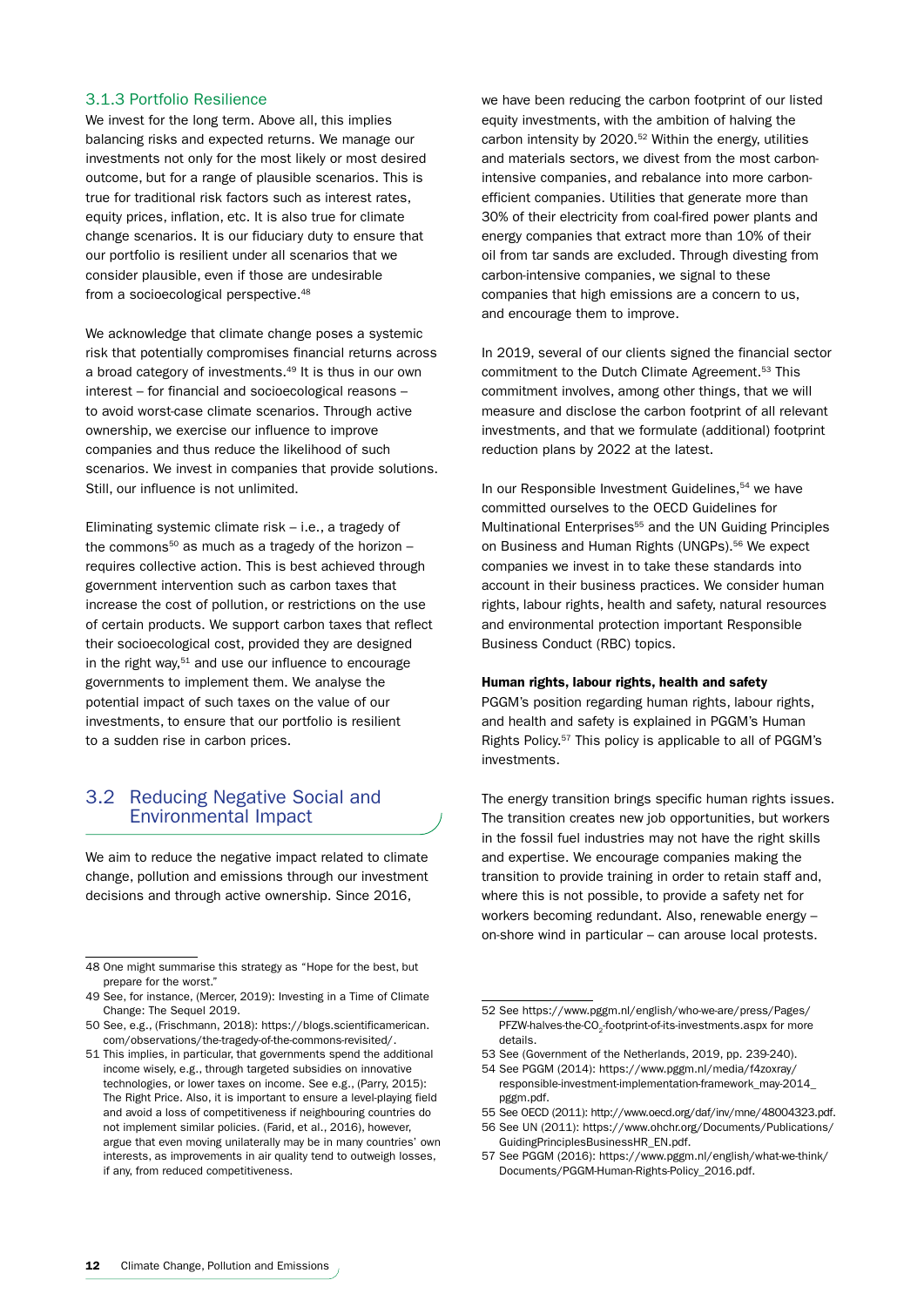### 3.1.3 Portfolio Resilience

We invest for the long term. Above all, this implies balancing risks and expected returns. We manage our investments not only for the most likely or most desired outcome, but for a range of plausible scenarios. This is true for traditional risk factors such as interest rates, equity prices, inflation, etc. It is also true for climate change scenarios. It is our fiduciary duty to ensure that our portfolio is resilient under all scenarios that we consider plausible, even if those are undesirable from a socioecological perspective.[48]

We acknowledge that climate change poses a systemic risk that potentially compromises financial returns across a broad category of investments.[49] It is thus in our own interest – for financial and socioecological reasons – to avoid worst-case climate scenarios. Through active ownership, we exercise our influence to improve companies and thus reduce the likelihood of such scenarios. We invest in companies that provide solutions. Still, our influence is not unlimited.

Eliminating systemic climate risk – i.e., a tragedy of the commons[50] as much as a tragedy of the horizon – requires collective action. This is best achieved through government intervention such as carbon taxes that increase the cost of pollution, or restrictions on the use of certain products. We support carbon taxes that reflect their socioecological cost, provided they are designed in the right way,[51] and use our influence to encourage governments to implement them. We analyse the potential impact of such taxes on the value of our investments, to ensure that our portfolio is resilient to a sudden rise in carbon prices.

## 3.2 Reducing Negative Social and Environmental Impact

We aim to reduce the negative impact related to climate change, pollution and emissions through our investment decisions and through active ownership. Since 2016, we have been reducing the carbon footprint of our listed equity investments, with the ambition of halving the carbon intensity by 2020.[52] Within the energy, utilities and materials sectors, we divest from the most carbon-intensive companies, and rebalance into more carbon-efficient companies. Utilities that generate more than 30% of their electricity from coal-fired power plants and energy companies that extract more than 10% of their oil from tar sands are excluded. Through divesting from carbon-intensive companies, we signal to these companies that high emissions are a concern to us, and encourage them to improve.

In 2019, several of our clients signed the financial sector commitment to the Dutch Climate Agreement.[53] This commitment involves, among other things, that we will measure and disclose the carbon footprint of all relevant investments, and that we formulate (additional) footprint reduction plans by 2022 at the latest.

In our Responsible Investment Guidelines,[54] we have committed ourselves to the OECD Guidelines for Multinational Enterprises[55] and the UN Guiding Principles on Business and Human Rights (UNGPs).[56] We expect companies we invest in to take these standards into account in their business practices. We consider human rights, labour rights, health and safety, natural resources and environmental protection important Responsible Business Conduct (RBC) topics.

**Human rights, labour rights, health and safety**

PGGM's position regarding human rights, labour rights, and health and safety is explained in PGGM's Human Rights Policy.[57] This policy is applicable to all of PGGM's investments.

The energy transition brings specific human rights issues. The transition creates new job opportunities, but workers in the fossil fuel industries may not have the right skills and expertise. We encourage companies making the transition to provide training in order to retain staff and, where this is not possible, to provide a safety net for workers becoming redundant. Also, renewable energy – on-shore wind in particular – can arouse local protests.

---

48 One might summarise this strategy as "Hope for the best, but prepare for the worst."

49 See, for instance, (Mercer, 2019): Investing in a Time of Climate Change: The Sequel 2019.

50 See, e.g., (Frischmann, 2018): https://blogs.scientificamerican.com/observations/the-tragedy-of-the-commons-revisited/.

51 This implies, in particular, that governments spend the additional income wisely, e.g., through targeted subsidies on innovative technologies, or lower taxes on income. See e.g., (Parry, 2015): The Right Price. Also, it is important to ensure a level-playing field and avoid a loss of competitiveness if neighbouring countries do not implement similar policies. (Farid, et al., 2016), however, argue that even moving unilaterally may be in many countries' own interests, as improvements in air quality tend to outweigh losses, if any, from reduced competitiveness.

52 See https://www.pggm.nl/english/who-we-are/press/Pages/PFZW-halves-the-$CO_2$-footprint-of-its-investments.aspx for more details.

53 See (Government of the Netherlands, 2019, pp. 239-240).

54 See PGGM (2014): https://www.pggm.nl/media/f4zoxray/responsible-investment-implementation-framework_may-2014_pggm.pdf.

55 See OECD (2011): http://www.oecd.org/daf/inv/mne/48004323.pdf.

56 See UN (2011): https://www.ohchr.org/Documents/Publications/GuidingPrinciplesBusinessHR_EN.pdf.

57 See PGGM (2016): https://www.pggm.nl/english/what-we-think/Documents/PGGM-Human-Rights-Policy_2016.pdf.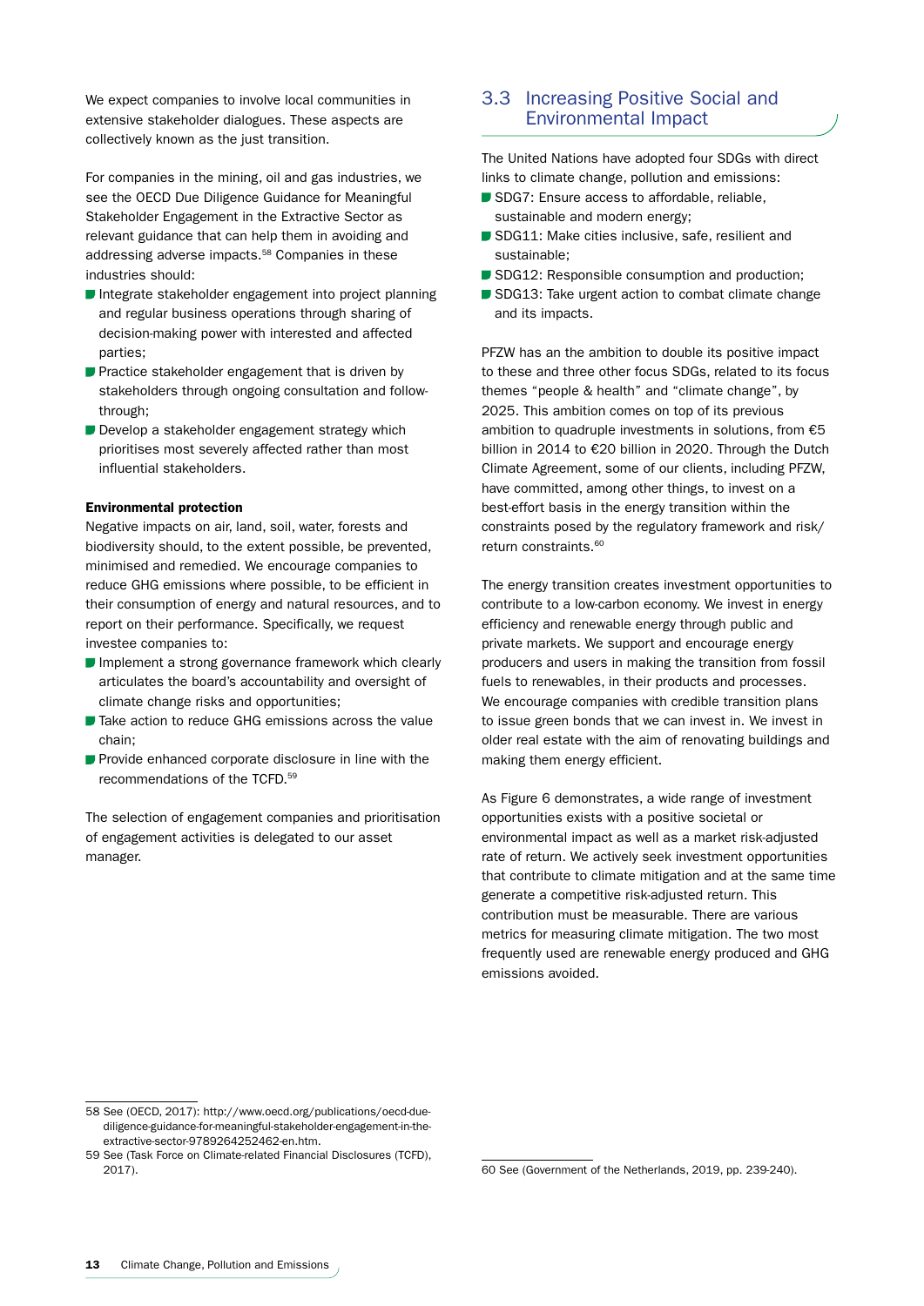We expect companies to involve local communities in extensive stakeholder dialogues. These aspects are collectively known as the just transition.

For companies in the mining, oil and gas industries, we see the OECD Due Diligence Guidance for Meaningful Stakeholder Engagement in the Extractive Sector as relevant guidance that can help them in avoiding and addressing adverse impacts.[58] Companies in these industries should:

- Integrate stakeholder engagement into project planning and regular business operations through sharing of decision-making power with interested and affected parties;
- Practice stakeholder engagement that is driven by stakeholders through ongoing consultation and follow-through;
- Develop a stakeholder engagement strategy which prioritises most severely affected rather than most influential stakeholders.

**Environmental protection**

Negative impacts on air, land, soil, water, forests and biodiversity should, to the extent possible, be prevented, minimised and remedied. We encourage companies to reduce GHG emissions where possible, to be efficient in their consumption of energy and natural resources, and to report on their performance. Specifically, we request investee companies to:

- Implement a strong governance framework which clearly articulates the board's accountability and oversight of climate change risks and opportunities;
- Take action to reduce GHG emissions across the value chain;
- Provide enhanced corporate disclosure in line with the recommendations of the TCFD.[59]

The selection of engagement companies and prioritisation of engagement activities is delegated to our asset manager.

## 3.3 Increasing Positive Social and Environmental Impact

The United Nations have adopted four SDGs with direct links to climate change, pollution and emissions:

- SDG7: Ensure access to affordable, reliable, sustainable and modern energy;
- SDG11: Make cities inclusive, safe, resilient and sustainable;
- SDG12: Responsible consumption and production;
- SDG13: Take urgent action to combat climate change and its impacts.

PFZW has an the ambition to double its positive impact to these and three other focus SDGs, related to its focus themes "people & health" and "climate change", by 2025. This ambition comes on top of its previous ambition to quadruple investments in solutions, from €5 billion in 2014 to €20 billion in 2020. Through the Dutch Climate Agreement, some of our clients, including PFZW, have committed, among other things, to invest on a best-effort basis in the energy transition within the constraints posed by the regulatory framework and risk/return constraints.[60]

The energy transition creates investment opportunities to contribute to a low-carbon economy. We invest in energy efficiency and renewable energy through public and private markets. We support and encourage energy producers and users in making the transition from fossil fuels to renewables, in their products and processes. We encourage companies with credible transition plans to issue green bonds that we can invest in. We invest in older real estate with the aim of renovating buildings and making them energy efficient.

As Figure 6 demonstrates, a wide range of investment opportunities exists with a positive societal or environmental impact as well as a market risk-adjusted rate of return. We actively seek investment opportunities that contribute to climate mitigation and at the same time generate a competitive risk-adjusted return. This contribution must be measurable. There are various metrics for measuring climate mitigation. The two most frequently used are renewable energy produced and GHG emissions avoided.

---

58 See (OECD, 2017): http://www.oecd.org/publications/oecd-due-diligence-guidance-for-meaningful-stakeholder-engagement-in-the-extractive-sector-9789264252462-en.htm.

59 See (Task Force on Climate-related Financial Disclosures (TCFD), 2017).

60 See (Government of the Netherlands, 2019, pp. 239-240).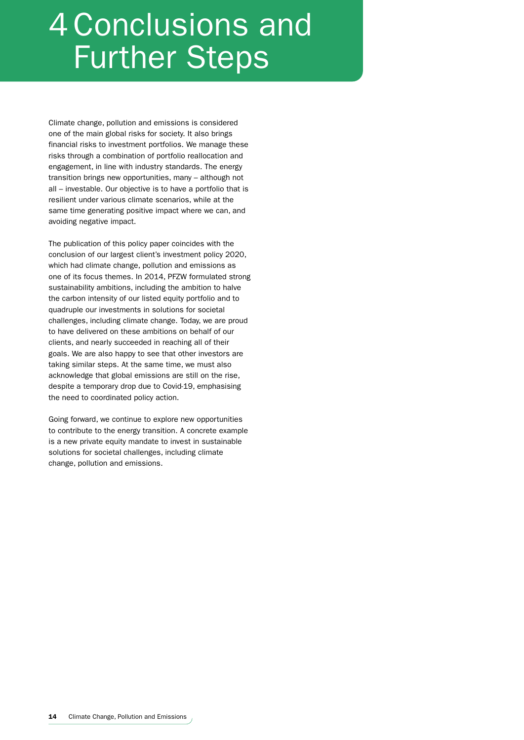# 4 Conclusions and Further Steps

Climate change, pollution and emissions is considered one of the main global risks for society. It also brings financial risks to investment portfolios. We manage these risks through a combination of portfolio reallocation and engagement, in line with industry standards. The energy transition brings new opportunities, many – although not all – investable. Our objective is to have a portfolio that is resilient under various climate scenarios, while at the same time generating positive impact where we can, and avoiding negative impact.

The publication of this policy paper coincides with the conclusion of our largest client's investment policy 2020, which had climate change, pollution and emissions as one of its focus themes. In 2014, PFZW formulated strong sustainability ambitions, including the ambition to halve the carbon intensity of our listed equity portfolio and to quadruple our investments in solutions for societal challenges, including climate change. Today, we are proud to have delivered on these ambitions on behalf of our clients, and nearly succeeded in reaching all of their goals. We are also happy to see that other investors are taking similar steps. At the same time, we must also acknowledge that global emissions are still on the rise, despite a temporary drop due to Covid-19, emphasising the need to coordinated policy action.

Going forward, we continue to explore new opportunities to contribute to the energy transition. A concrete example is a new private equity mandate to invest in sustainable solutions for societal challenges, including climate change, pollution and emissions.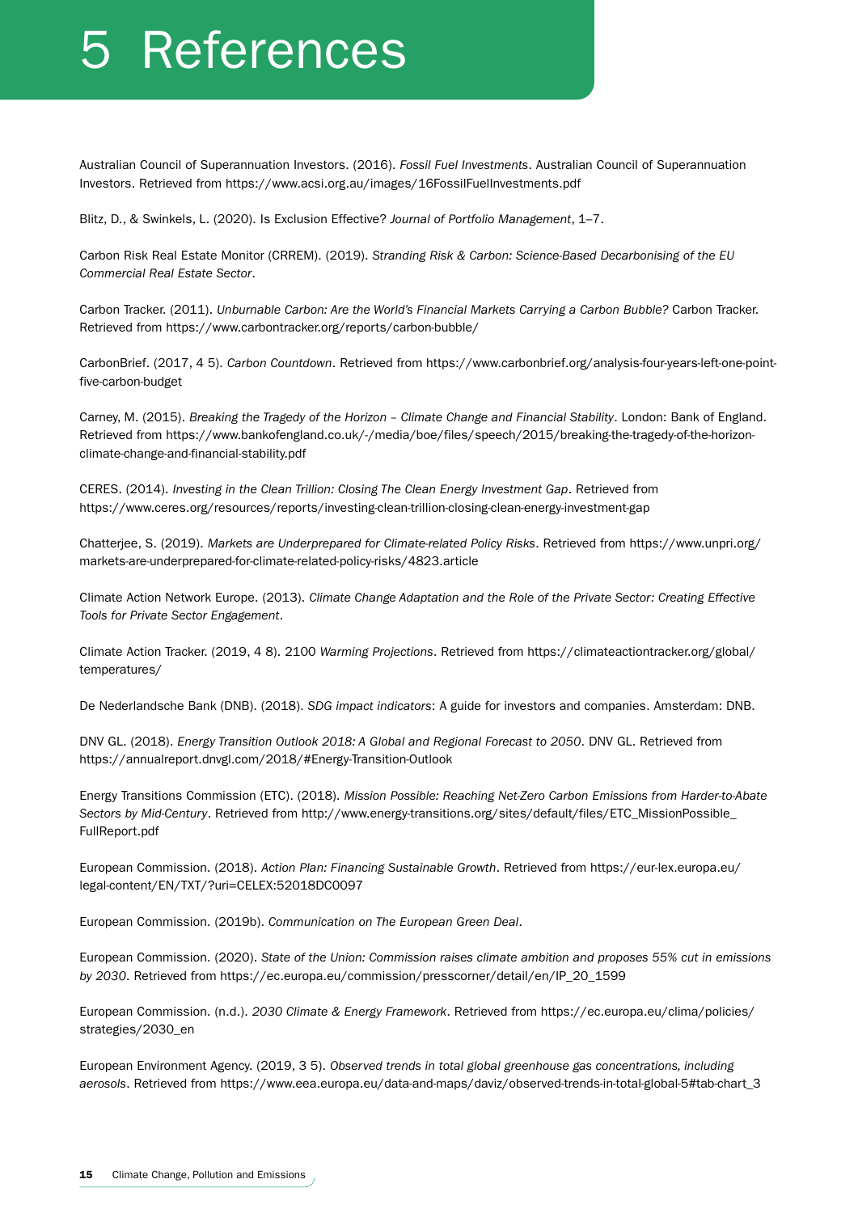# 5 References

Australian Council of Superannuation Investors. (2016). *Fossil Fuel Investments*. Australian Council of Superannuation Investors. Retrieved from https://www.acsi.org.au/images/16FossilFuelInvestments.pdf

Blitz, D., & Swinkels, L. (2020). Is Exclusion Effective? *Journal of Portfolio Management*, 1–7.

Carbon Risk Real Estate Monitor (CRREM). (2019). *Stranding Risk & Carbon: Science-Based Decarbonising of the EU Commercial Real Estate Sector*.

Carbon Tracker. (2011). *Unburnable Carbon: Are the World's Financial Markets Carrying a Carbon Bubble?* Carbon Tracker. Retrieved from https://www.carbontracker.org/reports/carbon-bubble/

CarbonBrief. (2017, 4 5). *Carbon Countdown*. Retrieved from https://www.carbonbrief.org/analysis-four-years-left-one-point-five-carbon-budget

Carney, M. (2015). *Breaking the Tragedy of the Horizon – Climate Change and Financial Stability*. London: Bank of England. Retrieved from https://www.bankofengland.co.uk/-/media/boe/files/speech/2015/breaking-the-tragedy-of-the-horizon-climate-change-and-financial-stability.pdf

CERES. (2014). *Investing in the Clean Trillion: Closing The Clean Energy Investment Gap*. Retrieved from https://www.ceres.org/resources/reports/investing-clean-trillion-closing-clean-energy-investment-gap

Chatterjee, S. (2019). *Markets are Underprepared for Climate-related Policy Risks*. Retrieved from https://www.unpri.org/markets-are-underprepared-for-climate-related-policy-risks/4823.article

Climate Action Network Europe. (2013). *Climate Change Adaptation and the Role of the Private Sector: Creating Effective Tools for Private Sector Engagement*.

Climate Action Tracker. (2019, 4 8). 2100 *Warming Projections*. Retrieved from https://climateactiontracker.org/global/temperatures/

De Nederlandsche Bank (DNB). (2018). *SDG impact indicators*: A guide for investors and companies. Amsterdam: DNB.

DNV GL. (2018). *Energy Transition Outlook 2018: A Global and Regional Forecast to 2050*. DNV GL. Retrieved from https://annualreport.dnvgl.com/2018/#Energy-Transition-Outlook

Energy Transitions Commission (ETC). (2018). *Mission Possible: Reaching Net-Zero Carbon Emissions from Harder-to-Abate Sectors by Mid-Century*. Retrieved from http://www.energy-transitions.org/sites/default/files/ETC_MissionPossible_FullReport.pdf

European Commission. (2018). *Action Plan: Financing Sustainable Growth*. Retrieved from https://eur-lex.europa.eu/legal-content/EN/TXT/?uri=CELEX:52018DC0097

European Commission. (2019b). *Communication on The European Green Deal*.

European Commission. (2020). *State of the Union: Commission raises climate ambition and proposes 55% cut in emissions by 2030*. Retrieved from https://ec.europa.eu/commission/presscorner/detail/en/IP_20_1599

European Commission. (n.d.). *2030 Climate & Energy Framework*. Retrieved from https://ec.europa.eu/clima/policies/strategies/2030_en

European Environment Agency. (2019, 3 5). *Observed trends in total global greenhouse gas concentrations, including aerosols*. Retrieved from https://www.eea.europa.eu/data-and-maps/daviz/observed-trends-in-total-global-5#tab-chart_3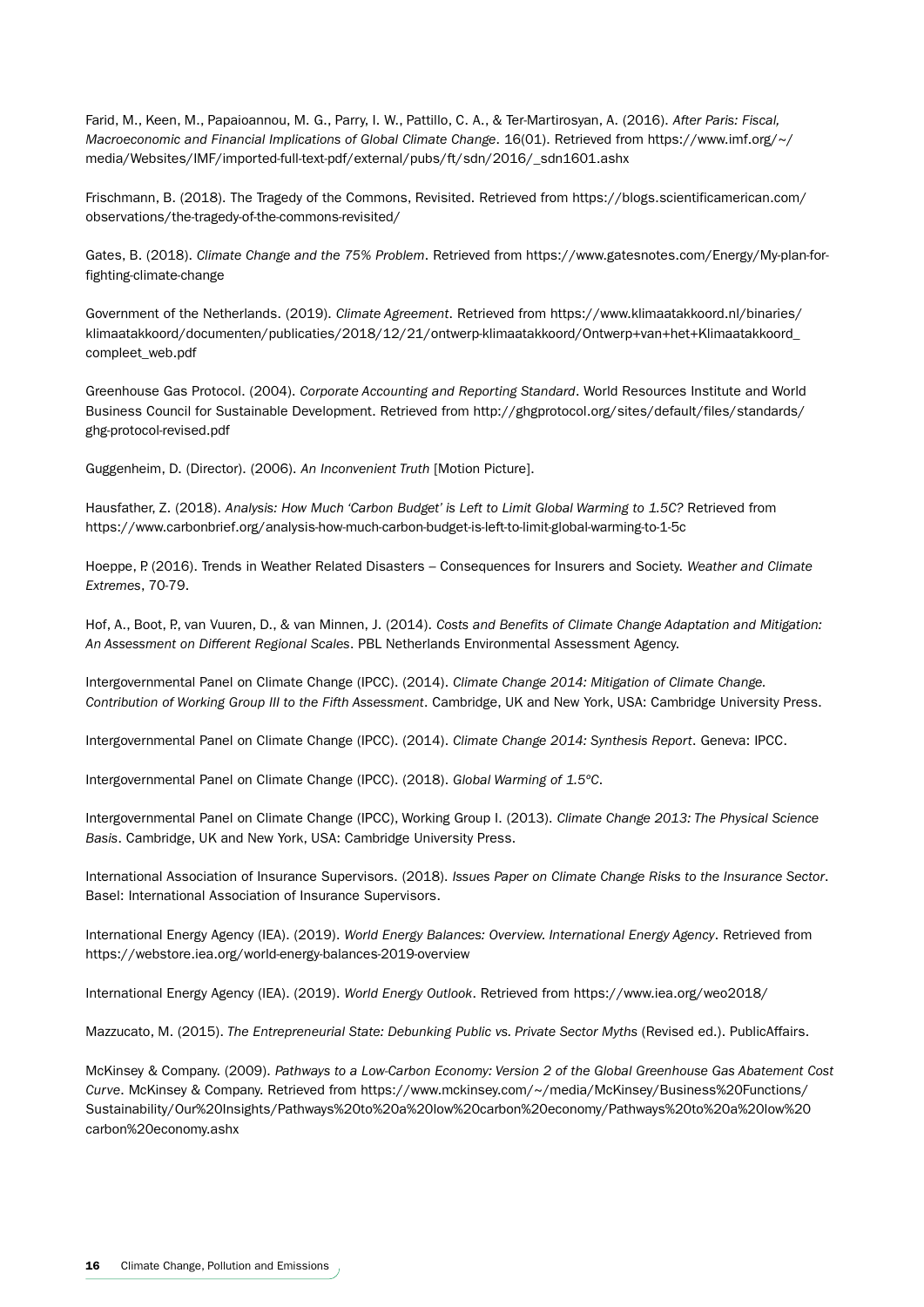Farid, M., Keen, M., Papaioannou, M. G., Parry, I. W., Pattillo, C. A., & Ter-Martirosyan, A. (2016). *After Paris: Fiscal, Macroeconomic and Financial Implications of Global Climate Change*. 16(01). Retrieved from https://www.imf.org/~/media/Websites/IMF/imported-full-text-pdf/external/pubs/ft/sdn/2016/_sdn1601.ashx

Frischmann, B. (2018). The Tragedy of the Commons, Revisited. Retrieved from https://blogs.scientificamerican.com/observations/the-tragedy-of-the-commons-revisited/

Gates, B. (2018). *Climate Change and the 75% Problem*. Retrieved from https://www.gatesnotes.com/Energy/My-plan-for-fighting-climate-change

Government of the Netherlands. (2019). *Climate Agreement*. Retrieved from https://www.klimaatakkoord.nl/binaries/klimaatakkoord/documenten/publicaties/2018/12/21/ontwerp-klimaatakkoord/Ontwerp+van+het+Klimaatakkoord_compleet_web.pdf

Greenhouse Gas Protocol. (2004). *Corporate Accounting and Reporting Standard*. World Resources Institute and World Business Council for Sustainable Development. Retrieved from http://ghgprotocol.org/sites/default/files/standards/ghg-protocol-revised.pdf

Guggenheim, D. (Director). (2006). *An Inconvenient Truth* [Motion Picture].

Hausfather, Z. (2018). *Analysis: How Much 'Carbon Budget' is Left to Limit Global Warming to 1.5C?* Retrieved from https://www.carbonbrief.org/analysis-how-much-carbon-budget-is-left-to-limit-global-warming-to-1-5c

Hoeppe, P. (2016). Trends in Weather Related Disasters – Consequences for Insurers and Society. *Weather and Climate Extremes*, 70-79.

Hof, A., Boot, P., van Vuuren, D., & van Minnen, J. (2014). *Costs and Benefits of Climate Change Adaptation and Mitigation: An Assessment on Different Regional Scales*. PBL Netherlands Environmental Assessment Agency.

Intergovernmental Panel on Climate Change (IPCC). (2014). *Climate Change 2014: Mitigation of Climate Change. Contribution of Working Group III to the Fifth Assessment*. Cambridge, UK and New York, USA: Cambridge University Press.

Intergovernmental Panel on Climate Change (IPCC). (2014). *Climate Change 2014: Synthesis Report*. Geneva: IPCC.

Intergovernmental Panel on Climate Change (IPCC). (2018). *Global Warming of 1.5ºC*.

Intergovernmental Panel on Climate Change (IPCC), Working Group I. (2013). *Climate Change 2013: The Physical Science Basis*. Cambridge, UK and New York, USA: Cambridge University Press.

International Association of Insurance Supervisors. (2018). *Issues Paper on Climate Change Risks to the Insurance Sector*. Basel: International Association of Insurance Supervisors.

International Energy Agency (IEA). (2019). *World Energy Balances: Overview. International Energy Agency*. Retrieved from https://webstore.iea.org/world-energy-balances-2019-overview

International Energy Agency (IEA). (2019). *World Energy Outlook*. Retrieved from https://www.iea.org/weo2018/

Mazzucato, M. (2015). *The Entrepreneurial State: Debunking Public vs. Private Sector Myths* (Revised ed.). PublicAffairs.

McKinsey & Company. (2009). *Pathways to a Low-Carbon Economy: Version 2 of the Global Greenhouse Gas Abatement Cost Curve*. McKinsey & Company. Retrieved from https://www.mckinsey.com/~/media/McKinsey/Business%20Functions/Sustainability/Our%20Insights/Pathways%20to%20a%20low%20carbon%20economy/Pathways%20to%20a%20low%20carbon%20economy.ashx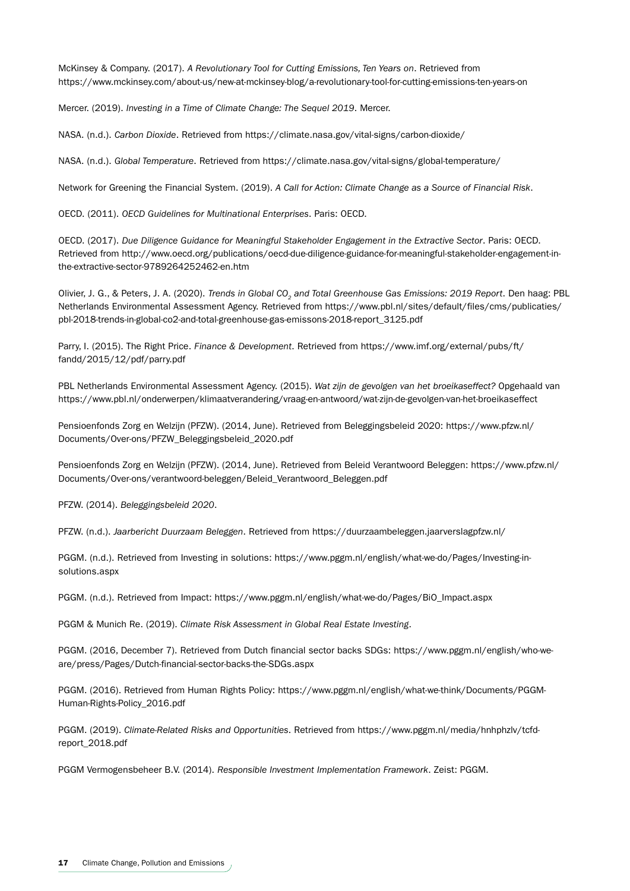McKinsey & Company. (2017). *A Revolutionary Tool for Cutting Emissions, Ten Years on*. Retrieved from https://www.mckinsey.com/about-us/new-at-mckinsey-blog/a-revolutionary-tool-for-cutting-emissions-ten-years-on

Mercer. (2019). *Investing in a Time of Climate Change: The Sequel 2019*. Mercer.

NASA. (n.d.). *Carbon Dioxide*. Retrieved from https://climate.nasa.gov/vital-signs/carbon-dioxide/

NASA. (n.d.). *Global Temperature*. Retrieved from https://climate.nasa.gov/vital-signs/global-temperature/

Network for Greening the Financial System. (2019). *A Call for Action: Climate Change as a Source of Financial Risk*.

OECD. (2011). *OECD Guidelines for Multinational Enterprises*. Paris: OECD.

OECD. (2017). *Due Diligence Guidance for Meaningful Stakeholder Engagement in the Extractive Sector*. Paris: OECD. Retrieved from http://www.oecd.org/publications/oecd-due-diligence-guidance-for-meaningful-stakeholder-engagement-in-the-extractive-sector-9789264252462-en.htm

Olivier, J. G., & Peters, J. A. (2020). *Trends in Global $CO_2$ and Total Greenhouse Gas Emissions: 2019 Report*. Den haag: PBL Netherlands Environmental Assessment Agency. Retrieved from https://www.pbl.nl/sites/default/files/cms/publicaties/pbl-2018-trends-in-global-co2-and-total-greenhouse-gas-emissons-2018-report_3125.pdf

Parry, I. (2015). The Right Price. *Finance & Development*. Retrieved from https://www.imf.org/external/pubs/ft/fandd/2015/12/pdf/parry.pdf

PBL Netherlands Environmental Assessment Agency. (2015). *Wat zijn de gevolgen van het broeikaseffect?* Opgehaald van https://www.pbl.nl/onderwerpen/klimaatverandering/vraag-en-antwoord/wat-zijn-de-gevolgen-van-het-broeikaseffect

Pensioenfonds Zorg en Welzijn (PFZW). (2014, June). Retrieved from Beleggingsbeleid 2020: https://www.pfzw.nl/Documents/Over-ons/PFZW_Beleggingsbeleid_2020.pdf

Pensioenfonds Zorg en Welzijn (PFZW). (2014, June). Retrieved from Beleid Verantwoord Beleggen: https://www.pfzw.nl/Documents/Over-ons/verantwoord-beleggen/Beleid_Verantwoord_Beleggen.pdf

PFZW. (2014). *Beleggingsbeleid 2020*.

PFZW. (n.d.). *Jaarbericht Duurzaam Beleggen*. Retrieved from https://duurzaambeleggen.jaarverslagpfzw.nl/

PGGM. (n.d.). Retrieved from Investing in solutions: https://www.pggm.nl/english/what-we-do/Pages/Investing-in-solutions.aspx

PGGM. (n.d.). Retrieved from Impact: https://www.pggm.nl/english/what-we-do/Pages/BiO_Impact.aspx

PGGM & Munich Re. (2019). *Climate Risk Assessment in Global Real Estate Investing*.

PGGM. (2016, December 7). Retrieved from Dutch financial sector backs SDGs: https://www.pggm.nl/english/who-we-are/press/Pages/Dutch-financial-sector-backs-the-SDGs.aspx

PGGM. (2016). Retrieved from Human Rights Policy: https://www.pggm.nl/english/what-we-think/Documents/PGGM-Human-Rights-Policy_2016.pdf

PGGM. (2019). *Climate-Related Risks and Opportunities*. Retrieved from https://www.pggm.nl/media/hnhphzlv/tcfd-report_2018.pdf

PGGM Vermogensbeheer B.V. (2014). *Responsible Investment Implementation Framework*. Zeist: PGGM.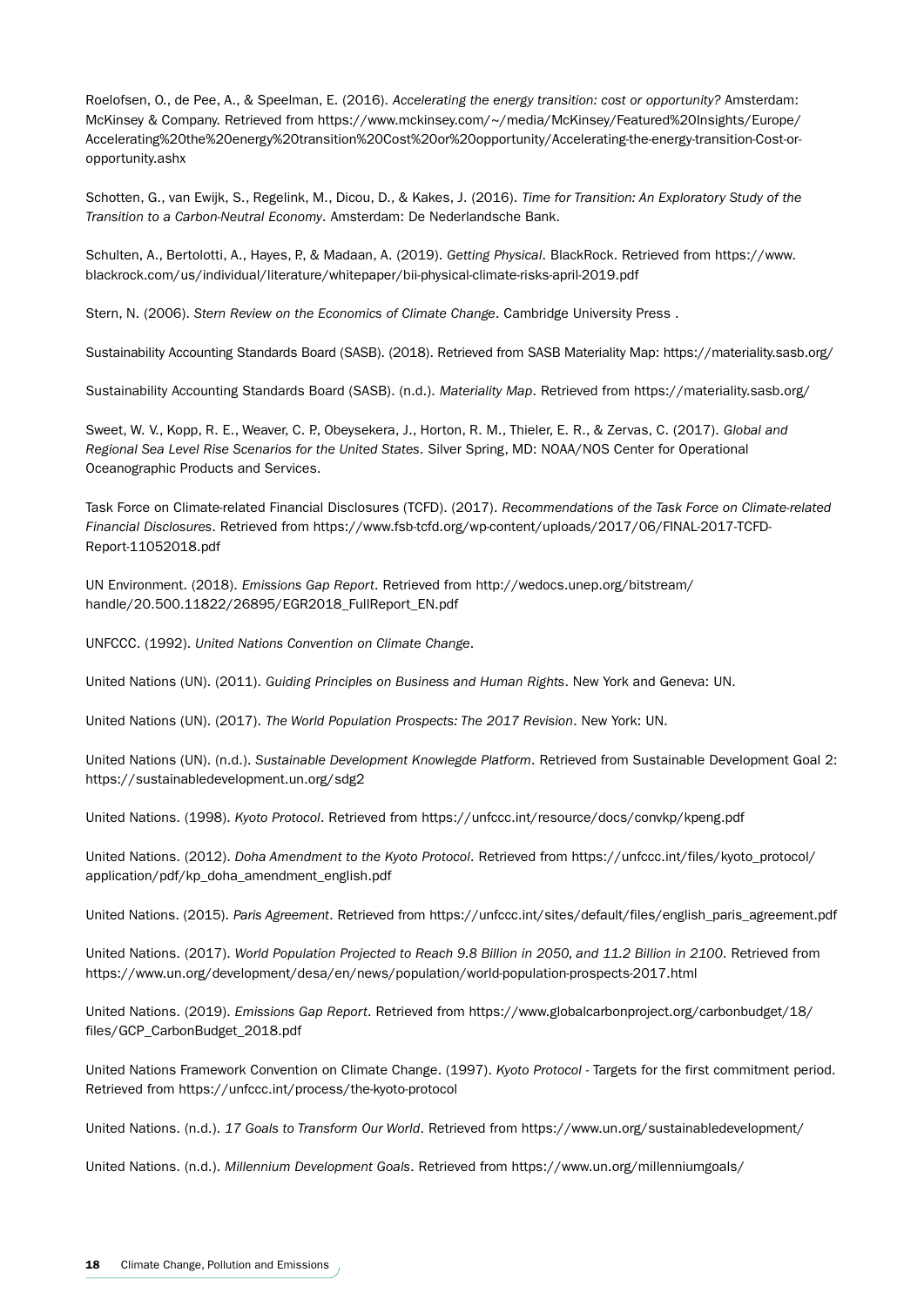Roelofsen, O., de Pee, A., & Speelman, E. (2016). *Accelerating the energy transition: cost or opportunity?* Amsterdam: McKinsey & Company. Retrieved from https://www.mckinsey.com/~/media/McKinsey/Featured%20Insights/Europe/Accelerating%20the%20energy%20transition%20Cost%20or%20opportunity/Accelerating-the-energy-transition-Cost-or-opportunity.ashx

Schotten, G., van Ewijk, S., Regelink, M., Dicou, D., & Kakes, J. (2016). *Time for Transition: An Exploratory Study of the Transition to a Carbon-Neutral Economy*. Amsterdam: De Nederlandsche Bank.

Schulten, A., Bertolotti, A., Hayes, P., & Madaan, A. (2019). *Getting Physical*. BlackRock. Retrieved from https://www.blackrock.com/us/individual/literature/whitepaper/bii-physical-climate-risks-april-2019.pdf

Stern, N. (2006). *Stern Review on the Economics of Climate Change*. Cambridge University Press .

Sustainability Accounting Standards Board (SASB). (2018). Retrieved from SASB Materiality Map: https://materiality.sasb.org/

Sustainability Accounting Standards Board (SASB). (n.d.). *Materiality Map*. Retrieved from https://materiality.sasb.org/

Sweet, W. V., Kopp, R. E., Weaver, C. P., Obeysekera, J., Horton, R. M., Thieler, E. R., & Zervas, C. (2017). *Global and Regional Sea Level Rise Scenarios for the United States*. Silver Spring, MD: NOAA/NOS Center for Operational Oceanographic Products and Services.

Task Force on Climate-related Financial Disclosures (TCFD). (2017). *Recommendations of the Task Force on Climate-related Financial Disclosures*. Retrieved from https://www.fsb-tcfd.org/wp-content/uploads/2017/06/FINAL-2017-TCFD-Report-11052018.pdf

UN Environment. (2018). *Emissions Gap Report*. Retrieved from http://wedocs.unep.org/bitstream/handle/20.500.11822/26895/EGR2018_FullReport_EN.pdf

UNFCCC. (1992). *United Nations Convention on Climate Change*.

United Nations (UN). (2011). *Guiding Principles on Business and Human Rights*. New York and Geneva: UN.

United Nations (UN). (2017). *The World Population Prospects: The 2017 Revision*. New York: UN.

United Nations (UN). (n.d.). *Sustainable Development Knowlegde Platform*. Retrieved from Sustainable Development Goal 2: https://sustainabledevelopment.un.org/sdg2

United Nations. (1998). *Kyoto Protocol*. Retrieved from https://unfccc.int/resource/docs/convkp/kpeng.pdf

United Nations. (2012). *Doha Amendment to the Kyoto Protocol*. Retrieved from https://unfccc.int/files/kyoto_protocol/application/pdf/kp_doha_amendment_english.pdf

United Nations. (2015). *Paris Agreement*. Retrieved from https://unfccc.int/sites/default/files/english_paris_agreement.pdf

United Nations. (2017). *World Population Projected to Reach 9.8 Billion in 2050, and 11.2 Billion in 2100*. Retrieved from https://www.un.org/development/desa/en/news/population/world-population-prospects-2017.html

United Nations. (2019). *Emissions Gap Report*. Retrieved from https://www.globalcarbonproject.org/carbonbudget/18/files/GCP_CarbonBudget_2018.pdf

United Nations Framework Convention on Climate Change. (1997). *Kyoto Protocol* - Targets for the first commitment period. Retrieved from https://unfccc.int/process/the-kyoto-protocol

United Nations. (n.d.). *17 Goals to Transform Our World*. Retrieved from https://www.un.org/sustainabledevelopment/

United Nations. (n.d.). *Millennium Development Goals*. Retrieved from https://www.un.org/millenniumgoals/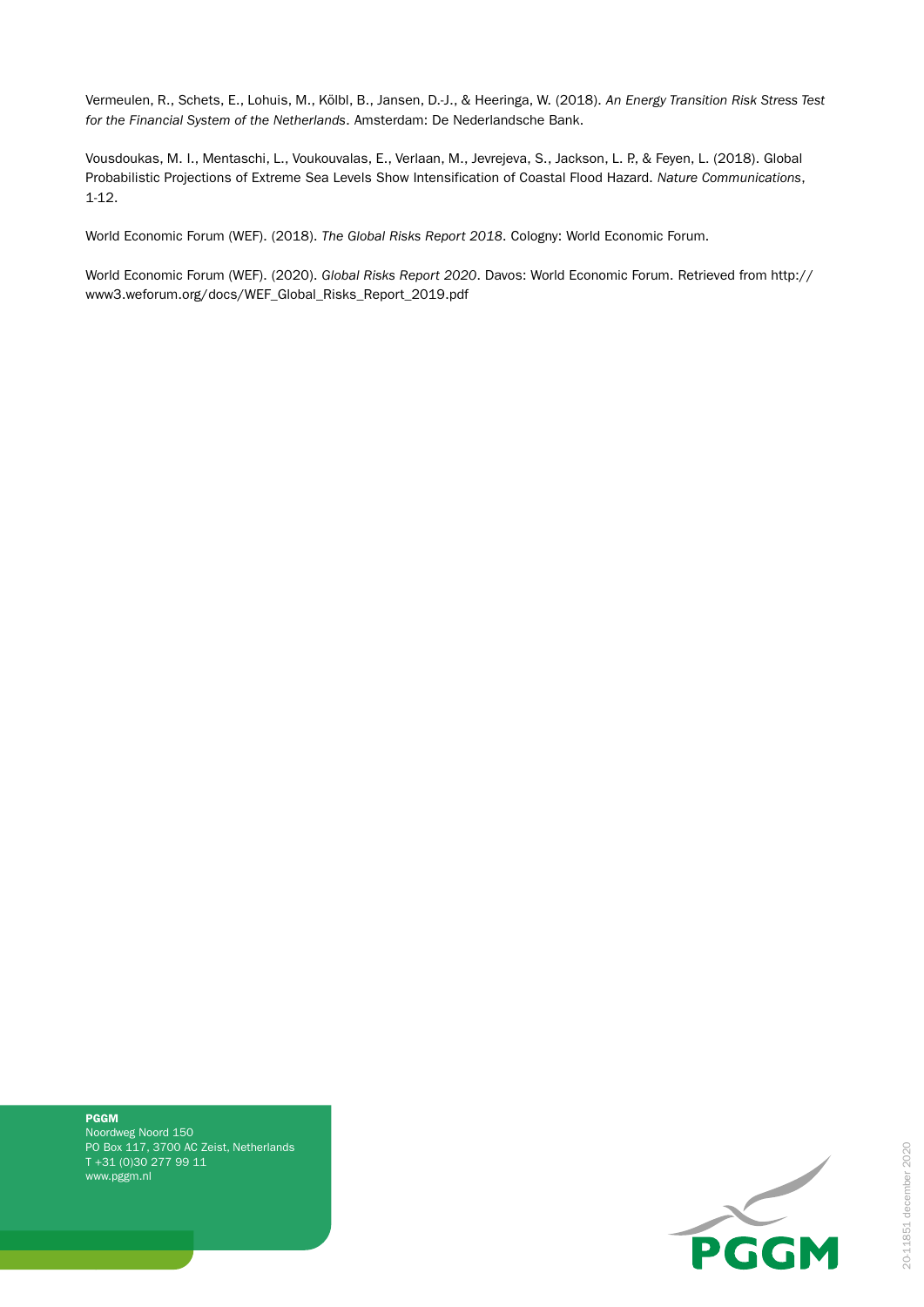Vermeulen, R., Schets, E., Lohuis, M., Kölbl, B., Jansen, D.-J., & Heeringa, W. (2018). *An Energy Transition Risk Stress Test for the Financial System of the Netherlands*. Amsterdam: De Nederlandsche Bank.

Vousdoukas, M. I., Mentaschi, L., Voukouvalas, E., Verlaan, M., Jevrejeva, S., Jackson, L. P., & Feyen, L. (2018). Global Probabilistic Projections of Extreme Sea Levels Show Intensification of Coastal Flood Hazard. *Nature Communications*, 1-12.

World Economic Forum (WEF). (2018). *The Global Risks Report 2018*. Cologny: World Economic Forum.

World Economic Forum (WEF). (2020). *Global Risks Report 2020*. Davos: World Economic Forum. Retrieved from http://www3.weforum.org/docs/WEF_Global_Risks_Report_2019.pdf

**PGGM**
Noordweg Noord 150
PO Box 117, 3700 AC Zeist, Netherlands
T +31 (0)30 277 99 11
www.pggm.nl

PGGM

20-11851 december 2020